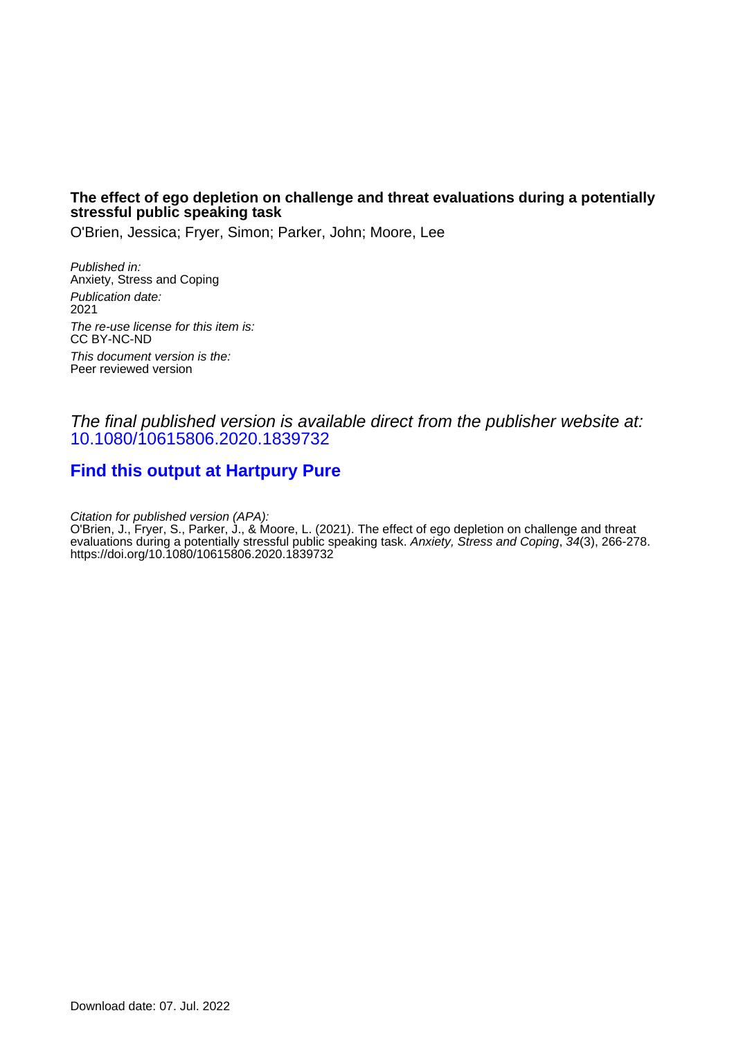**The effect of ego depletion on challenge and threat evaluations during a potentially stressful public speaking task**

O'Brien, Jessica; Fryer, Simon; Parker, John; Moore, Lee

*Published in:*
Anxiety, Stress and Coping

*Publication date:*
2021

*The re-use license for this item is:*
CC BY-NC-ND

*This document version is the:*
Peer reviewed version

*The final published version is available direct from the publisher website at:*
10.1080/10615806.2020.1839732

**Find this output at Hartpury Pure**

*Citation for published version (APA):*
O'Brien, J., Fryer, S., Parker, J., & Moore, L. (2021). The effect of ego depletion on challenge and threat evaluations during a potentially stressful public speaking task. *Anxiety, Stress and Coping*, *34*(3), 266-278. https://doi.org/10.1080/10615806.2020.1839732

Download date: 07. Jul. 2022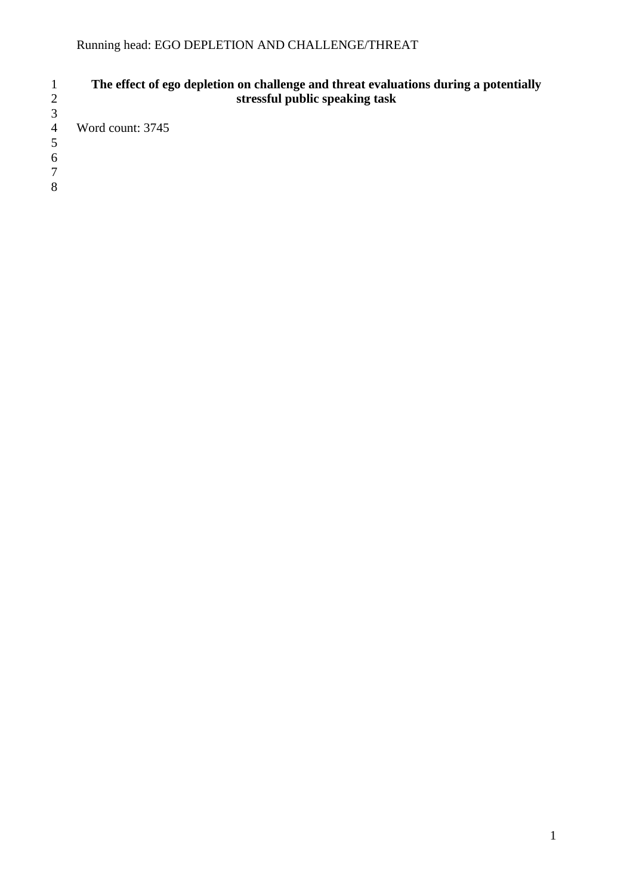**The effect of ego depletion on challenge and threat evaluations during a potentially stressful public speaking task**

Word count: 3745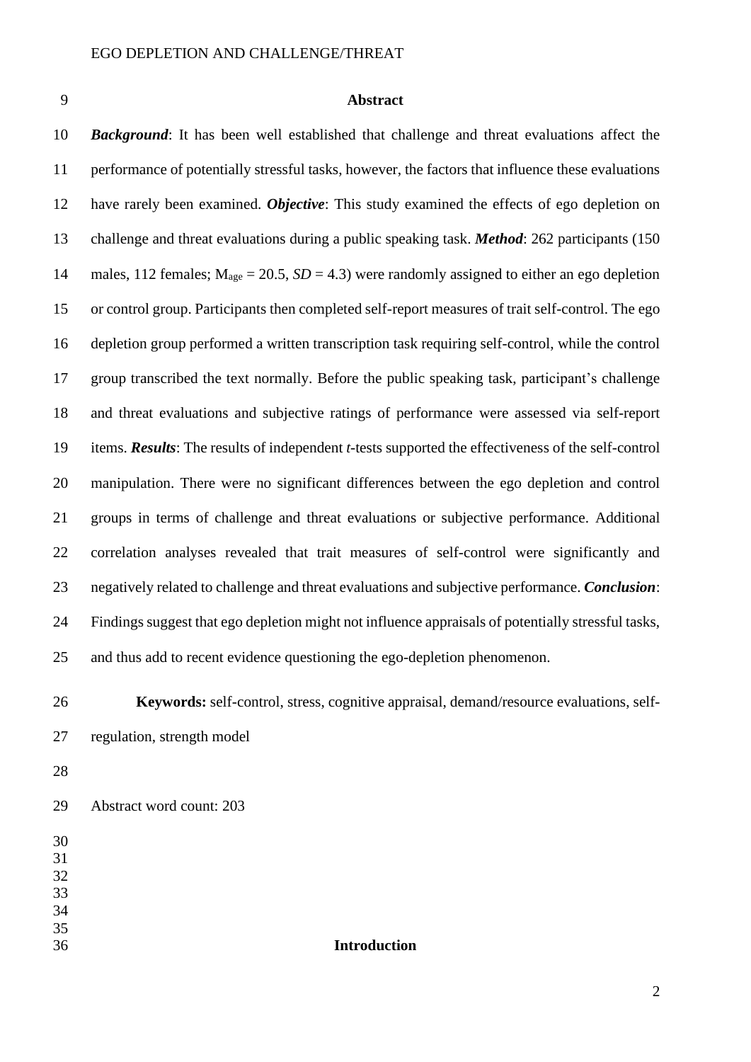## Abstract

***Background***: It has been well established that challenge and threat evaluations affect the performance of potentially stressful tasks, however, the factors that influence these evaluations have rarely been examined. ***Objective***: This study examined the effects of ego depletion on challenge and threat evaluations during a public speaking task. ***Method***: 262 participants (150 males, 112 females; $M_{age} = 20.5$, $SD = 4.3$) were randomly assigned to either an ego depletion or control group. Participants then completed self-report measures of trait self-control. The ego depletion group performed a written transcription task requiring self-control, while the control group transcribed the text normally. Before the public speaking task, participant's challenge and threat evaluations and subjective ratings of performance were assessed via self-report items. ***Results***: The results of independent *t*-tests supported the effectiveness of the self-control manipulation. There were no significant differences between the ego depletion and control groups in terms of challenge and threat evaluations or subjective performance. Additional correlation analyses revealed that trait measures of self-control were significantly and negatively related to challenge and threat evaluations and subjective performance. ***Conclusion***: Findings suggest that ego depletion might not influence appraisals of potentially stressful tasks, and thus add to recent evidence questioning the ego-depletion phenomenon.

**Keywords:** self-control, stress, cognitive appraisal, demand/resource evaluations, self-regulation, strength model

Abstract word count: 203

## Introduction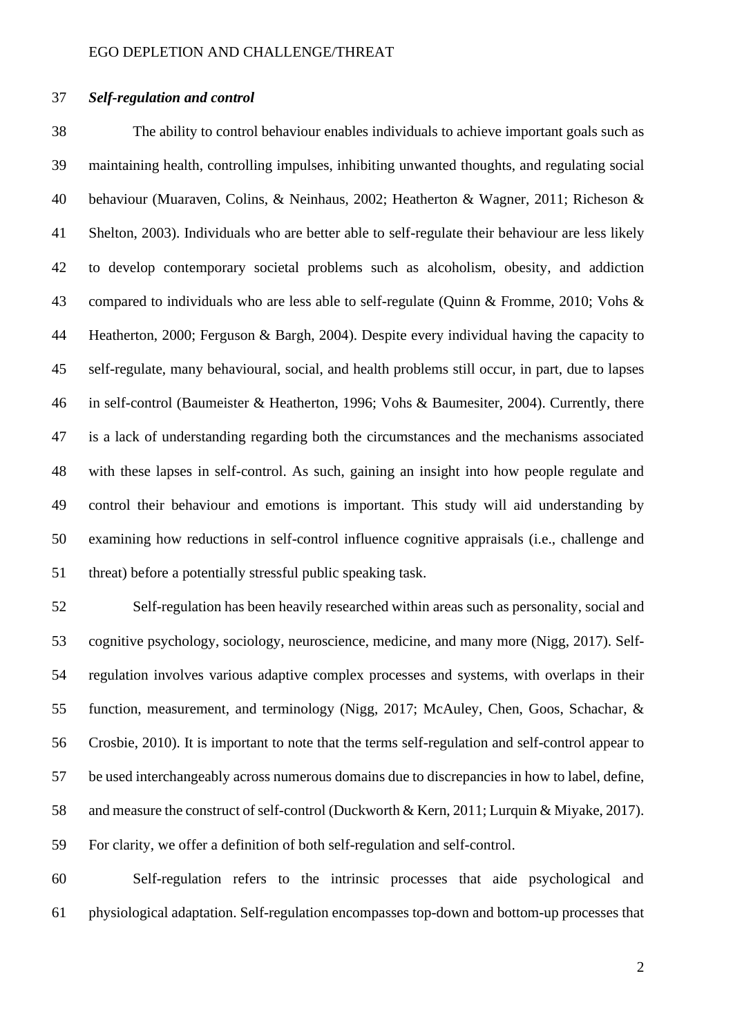### *Self-regulation and control*

The ability to control behaviour enables individuals to achieve important goals such as maintaining health, controlling impulses, inhibiting unwanted thoughts, and regulating social behaviour (Muaraven, Colins, & Neinhaus, 2002; Heatherton & Wagner, 2011; Richeson & Shelton, 2003). Individuals who are better able to self-regulate their behaviour are less likely to develop contemporary societal problems such as alcoholism, obesity, and addiction compared to individuals who are less able to self-regulate (Quinn & Fromme, 2010; Vohs & Heatherton, 2000; Ferguson & Bargh, 2004). Despite every individual having the capacity to self-regulate, many behavioural, social, and health problems still occur, in part, due to lapses in self-control (Baumeister & Heatherton, 1996; Vohs & Baumesiter, 2004). Currently, there is a lack of understanding regarding both the circumstances and the mechanisms associated with these lapses in self-control. As such, gaining an insight into how people regulate and control their behaviour and emotions is important. This study will aid understanding by examining how reductions in self-control influence cognitive appraisals (i.e., challenge and threat) before a potentially stressful public speaking task.

Self-regulation has been heavily researched within areas such as personality, social and cognitive psychology, sociology, neuroscience, medicine, and many more (Nigg, 2017). Self-regulation involves various adaptive complex processes and systems, with overlaps in their function, measurement, and terminology (Nigg, 2017; McAuley, Chen, Goos, Schachar, & Crosbie, 2010). It is important to note that the terms self-regulation and self-control appear to be used interchangeably across numerous domains due to discrepancies in how to label, define, and measure the construct of self-control (Duckworth & Kern, 2011; Lurquin & Miyake, 2017). For clarity, we offer a definition of both self-regulation and self-control.

Self-regulation refers to the intrinsic processes that aide psychological and physiological adaptation. Self-regulation encompasses top-down and bottom-up processes that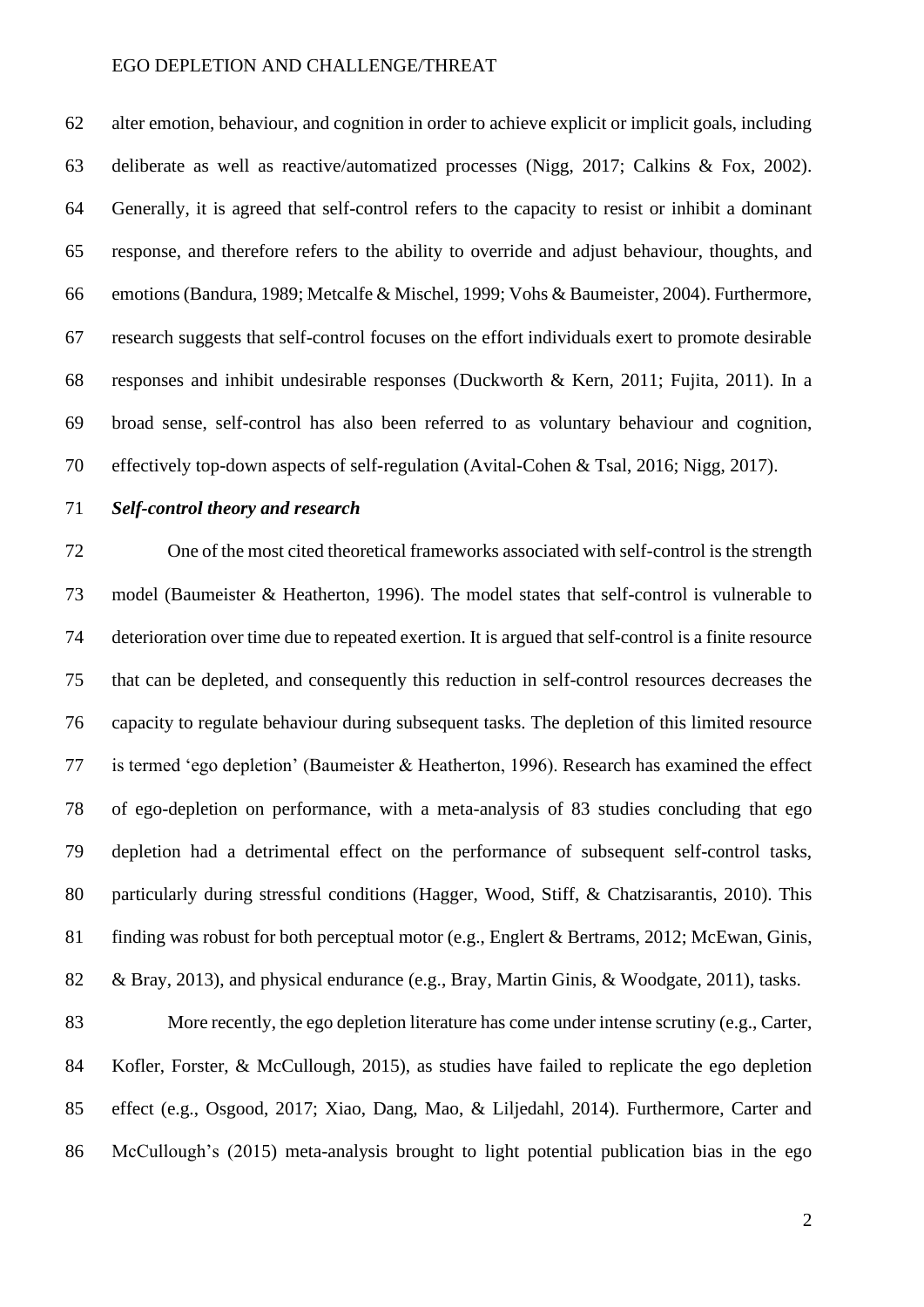alter emotion, behaviour, and cognition in order to achieve explicit or implicit goals, including deliberate as well as reactive/automatized processes (Nigg, 2017; Calkins & Fox, 2002). Generally, it is agreed that self-control refers to the capacity to resist or inhibit a dominant response, and therefore refers to the ability to override and adjust behaviour, thoughts, and emotions (Bandura, 1989; Metcalfe & Mischel, 1999; Vohs & Baumeister, 2004). Furthermore, research suggests that self-control focuses on the effort individuals exert to promote desirable responses and inhibit undesirable responses (Duckworth & Kern, 2011; Fujita, 2011). In a broad sense, self-control has also been referred to as voluntary behaviour and cognition, effectively top-down aspects of self-regulation (Avital-Cohen & Tsal, 2016; Nigg, 2017).

### *Self-control theory and research*

One of the most cited theoretical frameworks associated with self-control is the strength model (Baumeister & Heatherton, 1996). The model states that self-control is vulnerable to deterioration over time due to repeated exertion. It is argued that self-control is a finite resource that can be depleted, and consequently this reduction in self-control resources decreases the capacity to regulate behaviour during subsequent tasks. The depletion of this limited resource is termed 'ego depletion' (Baumeister & Heatherton, 1996). Research has examined the effect of ego-depletion on performance, with a meta-analysis of 83 studies concluding that ego depletion had a detrimental effect on the performance of subsequent self-control tasks, particularly during stressful conditions (Hagger, Wood, Stiff, & Chatzisarantis, 2010). This finding was robust for both perceptual motor (e.g., Englert & Bertrams, 2012; McEwan, Ginis, & Bray, 2013), and physical endurance (e.g., Bray, Martin Ginis, & Woodgate, 2011), tasks.

More recently, the ego depletion literature has come under intense scrutiny (e.g., Carter, Kofler, Forster, & McCullough, 2015), as studies have failed to replicate the ego depletion effect (e.g., Osgood, 2017; Xiao, Dang, Mao, & Liljedahl, 2014). Furthermore, Carter and McCullough's (2015) meta-analysis brought to light potential publication bias in the ego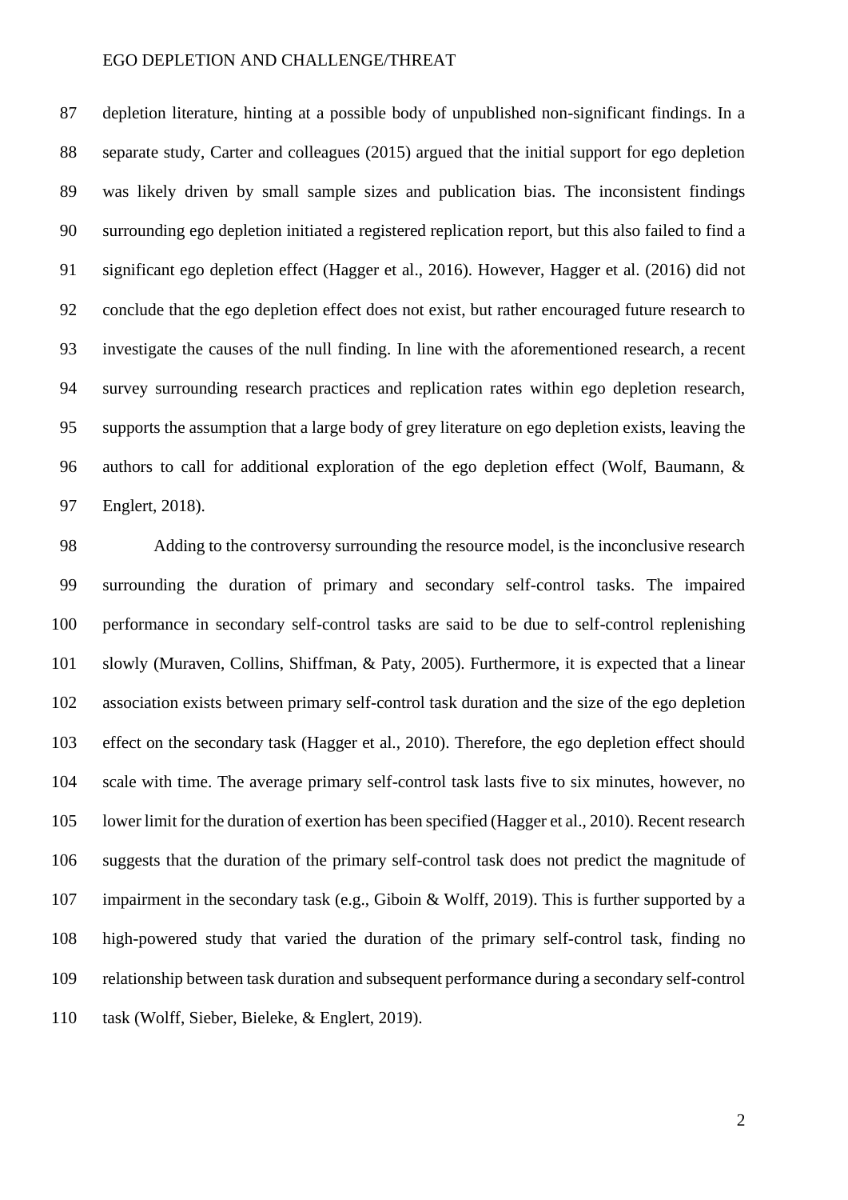depletion literature, hinting at a possible body of unpublished non-significant findings. In a separate study, Carter and colleagues (2015) argued that the initial support for ego depletion was likely driven by small sample sizes and publication bias. The inconsistent findings surrounding ego depletion initiated a registered replication report, but this also failed to find a significant ego depletion effect (Hagger et al., 2016). However, Hagger et al. (2016) did not conclude that the ego depletion effect does not exist, but rather encouraged future research to investigate the causes of the null finding. In line with the aforementioned research, a recent survey surrounding research practices and replication rates within ego depletion research, supports the assumption that a large body of grey literature on ego depletion exists, leaving the authors to call for additional exploration of the ego depletion effect (Wolf, Baumann, & Englert, 2018).

Adding to the controversy surrounding the resource model, is the inconclusive research surrounding the duration of primary and secondary self-control tasks. The impaired performance in secondary self-control tasks are said to be due to self-control replenishing slowly (Muraven, Collins, Shiffman, & Paty, 2005). Furthermore, it is expected that a linear association exists between primary self-control task duration and the size of the ego depletion effect on the secondary task (Hagger et al., 2010). Therefore, the ego depletion effect should scale with time. The average primary self-control task lasts five to six minutes, however, no lower limit for the duration of exertion has been specified (Hagger et al., 2010). Recent research suggests that the duration of the primary self-control task does not predict the magnitude of impairment in the secondary task (e.g., Giboin & Wolff, 2019). This is further supported by a high-powered study that varied the duration of the primary self-control task, finding no relationship between task duration and subsequent performance during a secondary self-control task (Wolff, Sieber, Bieleke, & Englert, 2019).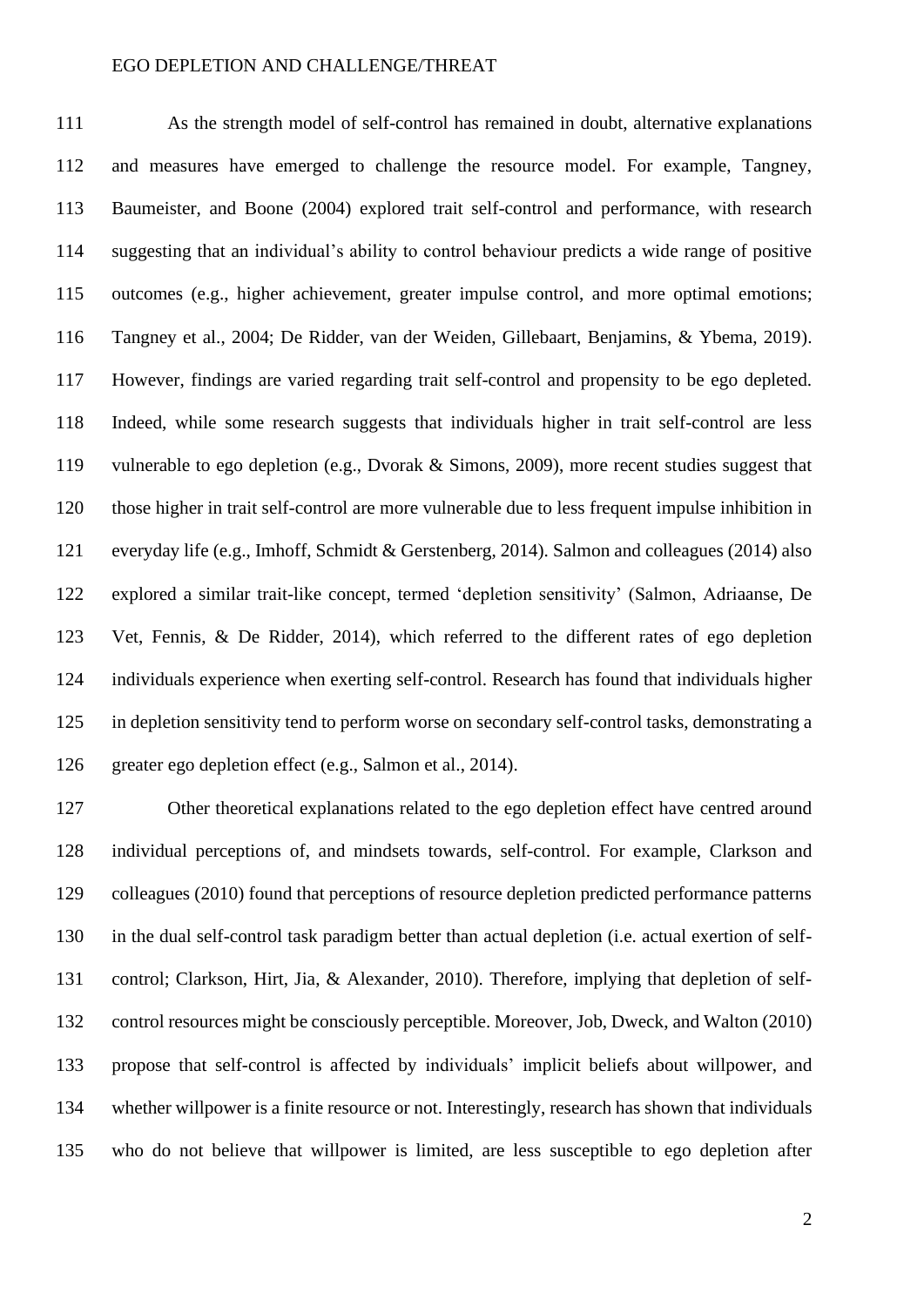As the strength model of self-control has remained in doubt, alternative explanations and measures have emerged to challenge the resource model. For example, Tangney, Baumeister, and Boone (2004) explored trait self-control and performance, with research suggesting that an individual's ability to control behaviour predicts a wide range of positive outcomes (e.g., higher achievement, greater impulse control, and more optimal emotions; Tangney et al., 2004; De Ridder, van der Weiden, Gillebaart, Benjamins, & Ybema, 2019). However, findings are varied regarding trait self-control and propensity to be ego depleted. Indeed, while some research suggests that individuals higher in trait self-control are less vulnerable to ego depletion (e.g., Dvorak & Simons, 2009), more recent studies suggest that those higher in trait self-control are more vulnerable due to less frequent impulse inhibition in everyday life (e.g., Imhoff, Schmidt & Gerstenberg, 2014). Salmon and colleagues (2014) also explored a similar trait-like concept, termed 'depletion sensitivity' (Salmon, Adriaanse, De Vet, Fennis, & De Ridder, 2014), which referred to the different rates of ego depletion individuals experience when exerting self-control. Research has found that individuals higher in depletion sensitivity tend to perform worse on secondary self-control tasks, demonstrating a greater ego depletion effect (e.g., Salmon et al., 2014).

Other theoretical explanations related to the ego depletion effect have centred around individual perceptions of, and mindsets towards, self-control. For example, Clarkson and colleagues (2010) found that perceptions of resource depletion predicted performance patterns in the dual self-control task paradigm better than actual depletion (i.e. actual exertion of self-control; Clarkson, Hirt, Jia, & Alexander, 2010). Therefore, implying that depletion of self-control resources might be consciously perceptible. Moreover, Job, Dweck, and Walton (2010) propose that self-control is affected by individuals' implicit beliefs about willpower, and whether willpower is a finite resource or not. Interestingly, research has shown that individuals who do not believe that willpower is limited, are less susceptible to ego depletion after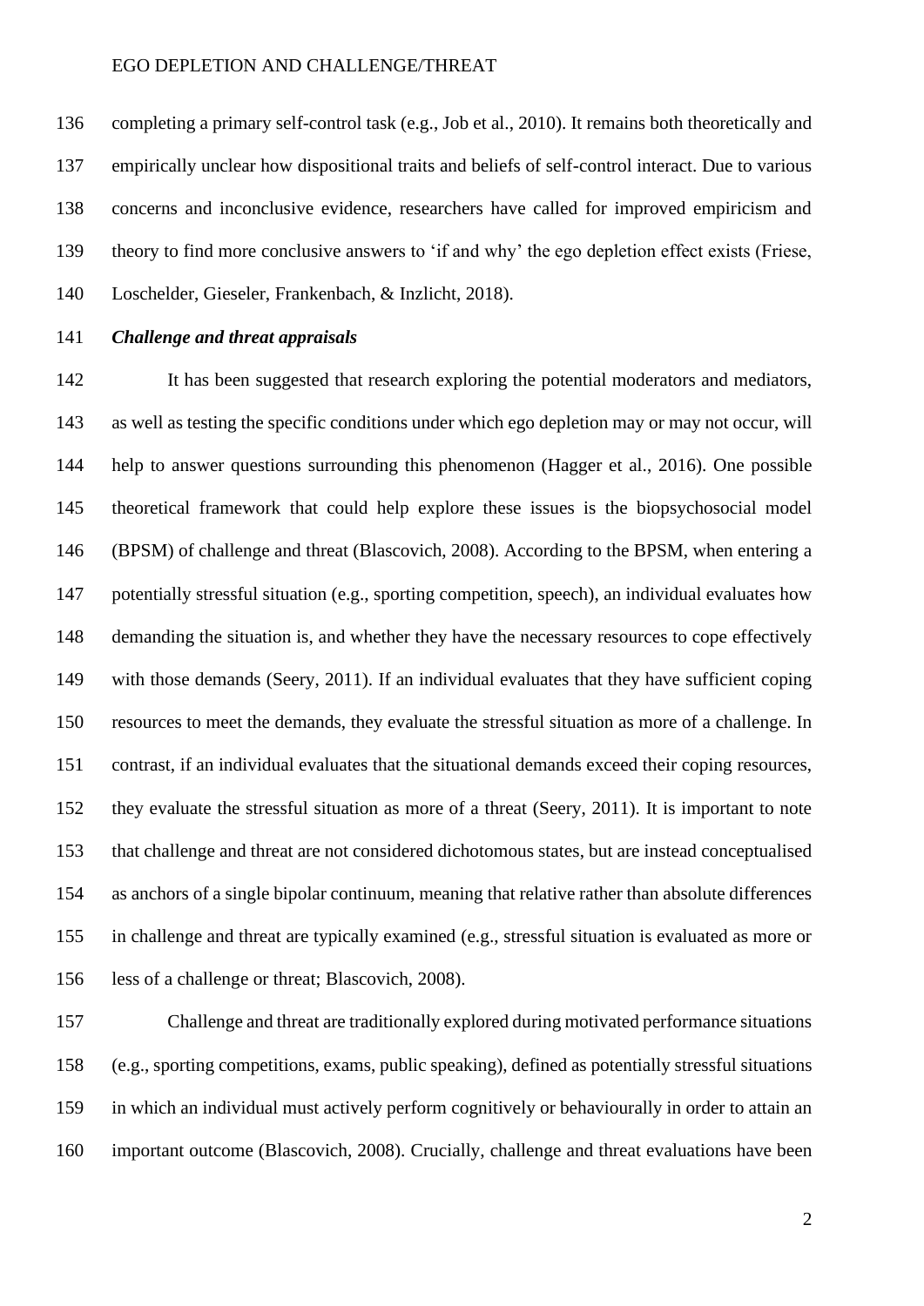completing a primary self-control task (e.g., Job et al., 2010). It remains both theoretically and empirically unclear how dispositional traits and beliefs of self-control interact. Due to various concerns and inconclusive evidence, researchers have called for improved empiricism and theory to find more conclusive answers to 'if and why' the ego depletion effect exists (Friese, Loschelder, Gieseler, Frankenbach, & Inzlicht, 2018).

### ***Challenge and threat appraisals***

It has been suggested that research exploring the potential moderators and mediators, as well as testing the specific conditions under which ego depletion may or may not occur, will help to answer questions surrounding this phenomenon (Hagger et al., 2016). One possible theoretical framework that could help explore these issues is the biopsychosocial model (BPSM) of challenge and threat (Blascovich, 2008). According to the BPSM, when entering a potentially stressful situation (e.g., sporting competition, speech), an individual evaluates how demanding the situation is, and whether they have the necessary resources to cope effectively with those demands (Seery, 2011). If an individual evaluates that they have sufficient coping resources to meet the demands, they evaluate the stressful situation as more of a challenge. In contrast, if an individual evaluates that the situational demands exceed their coping resources, they evaluate the stressful situation as more of a threat (Seery, 2011). It is important to note that challenge and threat are not considered dichotomous states, but are instead conceptualised as anchors of a single bipolar continuum, meaning that relative rather than absolute differences in challenge and threat are typically examined (e.g., stressful situation is evaluated as more or less of a challenge or threat; Blascovich, 2008).

Challenge and threat are traditionally explored during motivated performance situations (e.g., sporting competitions, exams, public speaking), defined as potentially stressful situations in which an individual must actively perform cognitively or behaviourally in order to attain an important outcome (Blascovich, 2008). Crucially, challenge and threat evaluations have been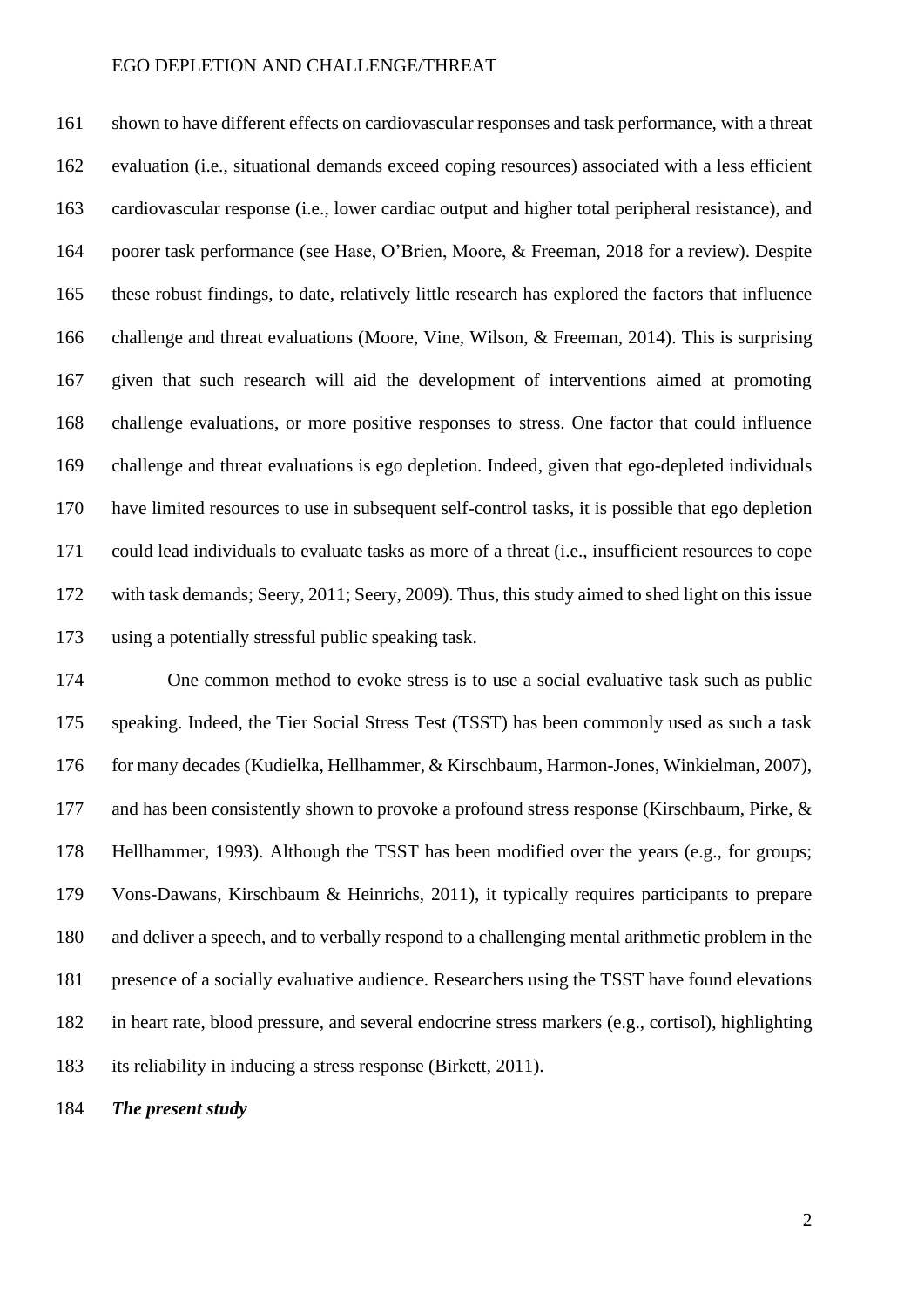shown to have different effects on cardiovascular responses and task performance, with a threat evaluation (i.e., situational demands exceed coping resources) associated with a less efficient cardiovascular response (i.e., lower cardiac output and higher total peripheral resistance), and poorer task performance (see Hase, O'Brien, Moore, & Freeman, 2018 for a review). Despite these robust findings, to date, relatively little research has explored the factors that influence challenge and threat evaluations (Moore, Vine, Wilson, & Freeman, 2014). This is surprising given that such research will aid the development of interventions aimed at promoting challenge evaluations, or more positive responses to stress. One factor that could influence challenge and threat evaluations is ego depletion. Indeed, given that ego-depleted individuals have limited resources to use in subsequent self-control tasks, it is possible that ego depletion could lead individuals to evaluate tasks as more of a threat (i.e., insufficient resources to cope with task demands; Seery, 2011; Seery, 2009). Thus, this study aimed to shed light on this issue using a potentially stressful public speaking task.

One common method to evoke stress is to use a social evaluative task such as public speaking. Indeed, the Tier Social Stress Test (TSST) has been commonly used as such a task for many decades (Kudielka, Hellhammer, & Kirschbaum, Harmon-Jones, Winkielman, 2007), and has been consistently shown to provoke a profound stress response (Kirschbaum, Pirke, & Hellhammer, 1993). Although the TSST has been modified over the years (e.g., for groups; Vons-Dawans, Kirschbaum & Heinrichs, 2011), it typically requires participants to prepare and deliver a speech, and to verbally respond to a challenging mental arithmetic problem in the presence of a socially evaluative audience. Researchers using the TSST have found elevations in heart rate, blood pressure, and several endocrine stress markers (e.g., cortisol), highlighting its reliability in inducing a stress response (Birkett, 2011).

***The present study***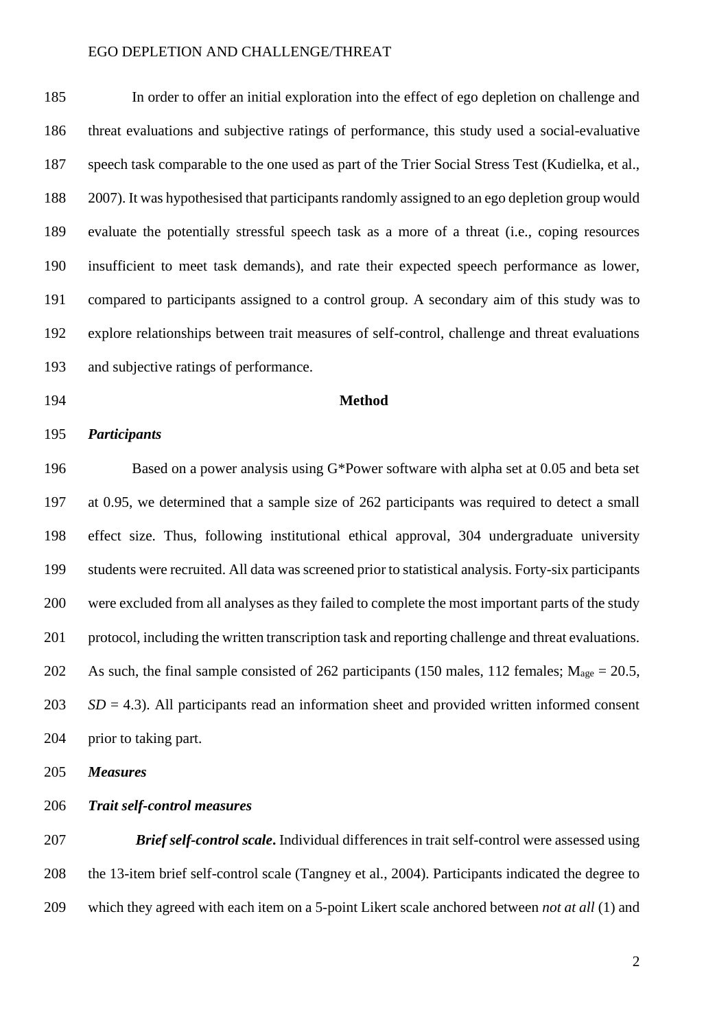In order to offer an initial exploration into the effect of ego depletion on challenge and threat evaluations and subjective ratings of performance, this study used a social-evaluative speech task comparable to the one used as part of the Trier Social Stress Test (Kudielka, et al., 2007). It was hypothesised that participants randomly assigned to an ego depletion group would evaluate the potentially stressful speech task as a more of a threat (i.e., coping resources insufficient to meet task demands), and rate their expected speech performance as lower, compared to participants assigned to a control group. A secondary aim of this study was to explore relationships between trait measures of self-control, challenge and threat evaluations and subjective ratings of performance.

## Method

### *Participants*

Based on a power analysis using G*Power software with alpha set at 0.05 and beta set at 0.95, we determined that a sample size of 262 participants was required to detect a small effect size. Thus, following institutional ethical approval, 304 undergraduate university students were recruited. All data was screened prior to statistical analysis. Forty-six participants were excluded from all analyses as they failed to complete the most important parts of the study protocol, including the written transcription task and reporting challenge and threat evaluations. As such, the final sample consisted of 262 participants (150 males, 112 females; $M_{age}$ = 20.5, *SD* = 4.3). All participants read an information sheet and provided written informed consent prior to taking part.

### *Measures*

### *Trait self-control measures*

***Brief self-control scale*.** Individual differences in trait self-control were assessed using the 13-item brief self-control scale (Tangney et al., 2004). Participants indicated the degree to which they agreed with each item on a 5-point Likert scale anchored between *not at all* (1) and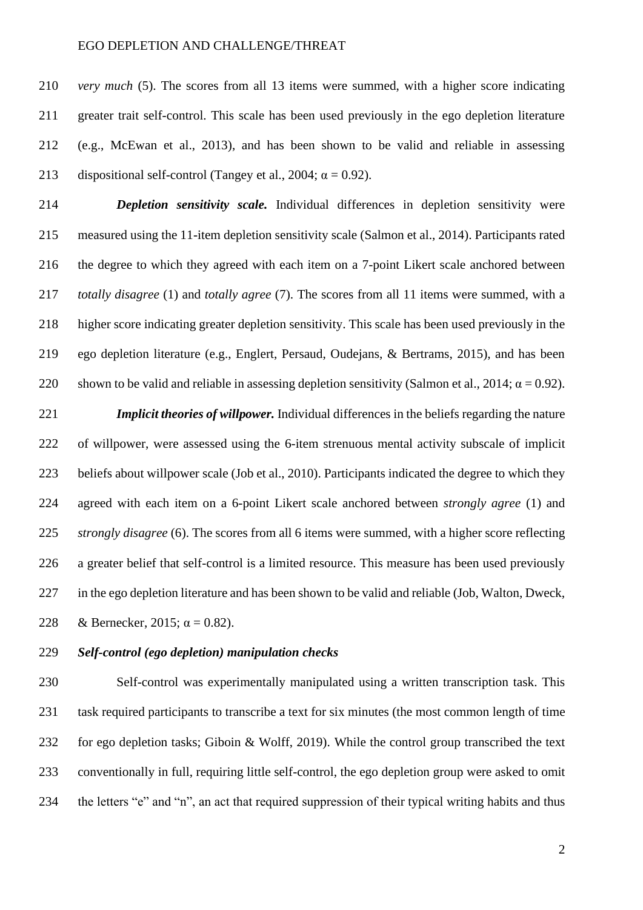*very much* (5). The scores from all 13 items were summed, with a higher score indicating greater trait self-control. This scale has been used previously in the ego depletion literature (e.g., McEwan et al., 2013), and has been shown to be valid and reliable in assessing dispositional self-control (Tangey et al., 2004; $\alpha = 0.92$).

***Depletion sensitivity scale.*** Individual differences in depletion sensitivity were measured using the 11-item depletion sensitivity scale (Salmon et al., 2014). Participants rated the degree to which they agreed with each item on a 7-point Likert scale anchored between *totally disagree* (1) and *totally agree* (7). The scores from all 11 items were summed, with a higher score indicating greater depletion sensitivity. This scale has been used previously in the ego depletion literature (e.g., Englert, Persaud, Oudejans, & Bertrams, 2015), and has been shown to be valid and reliable in assessing depletion sensitivity (Salmon et al., 2014; $\alpha = 0.92$).

***Implicit theories of willpower.*** Individual differences in the beliefs regarding the nature of willpower, were assessed using the 6-item strenuous mental activity subscale of implicit beliefs about willpower scale (Job et al., 2010). Participants indicated the degree to which they agreed with each item on a 6-point Likert scale anchored between *strongly agree* (1) and *strongly disagree* (6). The scores from all 6 items were summed, with a higher score reflecting a greater belief that self-control is a limited resource. This measure has been used previously in the ego depletion literature and has been shown to be valid and reliable (Job, Walton, Dweck, & Bernecker, 2015; $\alpha = 0.82$).

***Self-control (ego depletion) manipulation checks***

Self-control was experimentally manipulated using a written transcription task. This task required participants to transcribe a text for six minutes (the most common length of time for ego depletion tasks; Giboin & Wolff, 2019). While the control group transcribed the text conventionally in full, requiring little self-control, the ego depletion group were asked to omit the letters "e" and "n", an act that required suppression of their typical writing habits and thus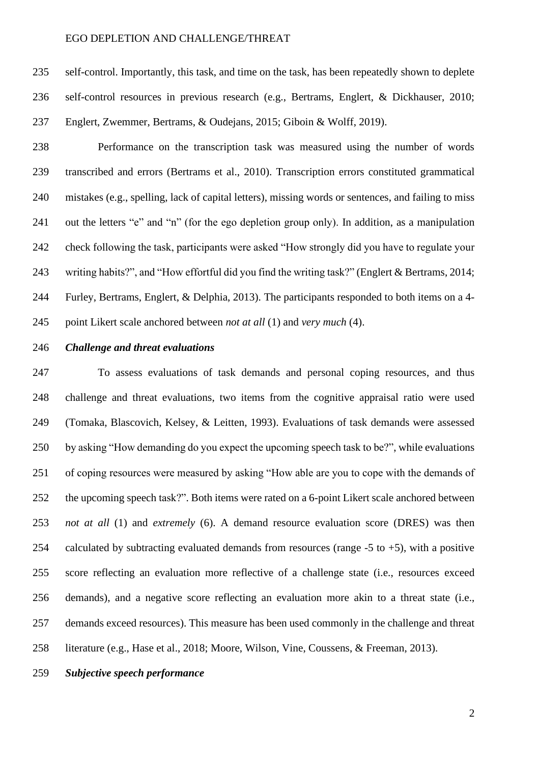self-control. Importantly, this task, and time on the task, has been repeatedly shown to deplete self-control resources in previous research (e.g., Bertrams, Englert, & Dickhauser, 2010; Englert, Zwemmer, Bertrams, & Oudejans, 2015; Giboin & Wolff, 2019).

Performance on the transcription task was measured using the number of words transcribed and errors (Bertrams et al., 2010). Transcription errors constituted grammatical mistakes (e.g., spelling, lack of capital letters), missing words or sentences, and failing to miss out the letters "e" and "n" (for the ego depletion group only). In addition, as a manipulation check following the task, participants were asked "How strongly did you have to regulate your writing habits?", and "How effortful did you find the writing task?" (Englert & Bertrams, 2014; Furley, Bertrams, Englert, & Delphia, 2013). The participants responded to both items on a 4-point Likert scale anchored between *not at all* (1) and *very much* (4).

***Challenge and threat evaluations***

To assess evaluations of task demands and personal coping resources, and thus challenge and threat evaluations, two items from the cognitive appraisal ratio were used (Tomaka, Blascovich, Kelsey, & Leitten, 1993). Evaluations of task demands were assessed by asking "How demanding do you expect the upcoming speech task to be?", while evaluations of coping resources were measured by asking "How able are you to cope with the demands of the upcoming speech task?". Both items were rated on a 6-point Likert scale anchored between *not at all* (1) and *extremely* (6). A demand resource evaluation score (DRES) was then calculated by subtracting evaluated demands from resources (range -5 to +5), with a positive score reflecting an evaluation more reflective of a challenge state (i.e., resources exceed demands), and a negative score reflecting an evaluation more akin to a threat state (i.e., demands exceed resources). This measure has been used commonly in the challenge and threat literature (e.g., Hase et al., 2018; Moore, Wilson, Vine, Coussens, & Freeman, 2013).

***Subjective speech performance***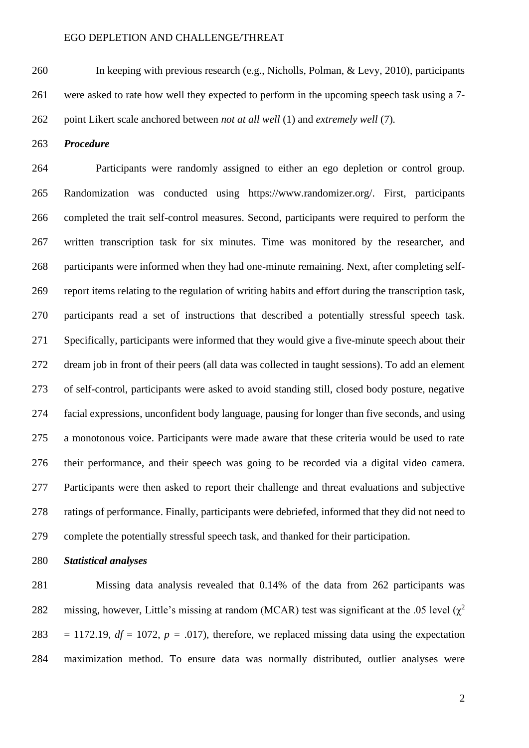In keeping with previous research (e.g., Nicholls, Polman, & Levy, 2010), participants were asked to rate how well they expected to perform in the upcoming speech task using a 7-point Likert scale anchored between *not at all well* (1) and *extremely well* (7).

***Procedure***

Participants were randomly assigned to either an ego depletion or control group. Randomization was conducted using https://www.randomizer.org/. First, participants completed the trait self-control measures. Second, participants were required to perform the written transcription task for six minutes. Time was monitored by the researcher, and participants were informed when they had one-minute remaining. Next, after completing self-report items relating to the regulation of writing habits and effort during the transcription task, participants read a set of instructions that described a potentially stressful speech task. Specifically, participants were informed that they would give a five-minute speech about their dream job in front of their peers (all data was collected in taught sessions). To add an element of self-control, participants were asked to avoid standing still, closed body posture, negative facial expressions, unconfident body language, pausing for longer than five seconds, and using a monotonous voice. Participants were made aware that these criteria would be used to rate their performance, and their speech was going to be recorded via a digital video camera. Participants were then asked to report their challenge and threat evaluations and subjective ratings of performance. Finally, participants were debriefed, informed that they did not need to complete the potentially stressful speech task, and thanked for their participation.

***Statistical analyses***

Missing data analysis revealed that 0.14% of the data from 262 participants was missing, however, Little's missing at random (MCAR) test was significant at the .05 level ($\chi^2$ = 1172.19, $df$ = 1072, $p$ = .017), therefore, we replaced missing data using the expectation maximization method. To ensure data was normally distributed, outlier analyses were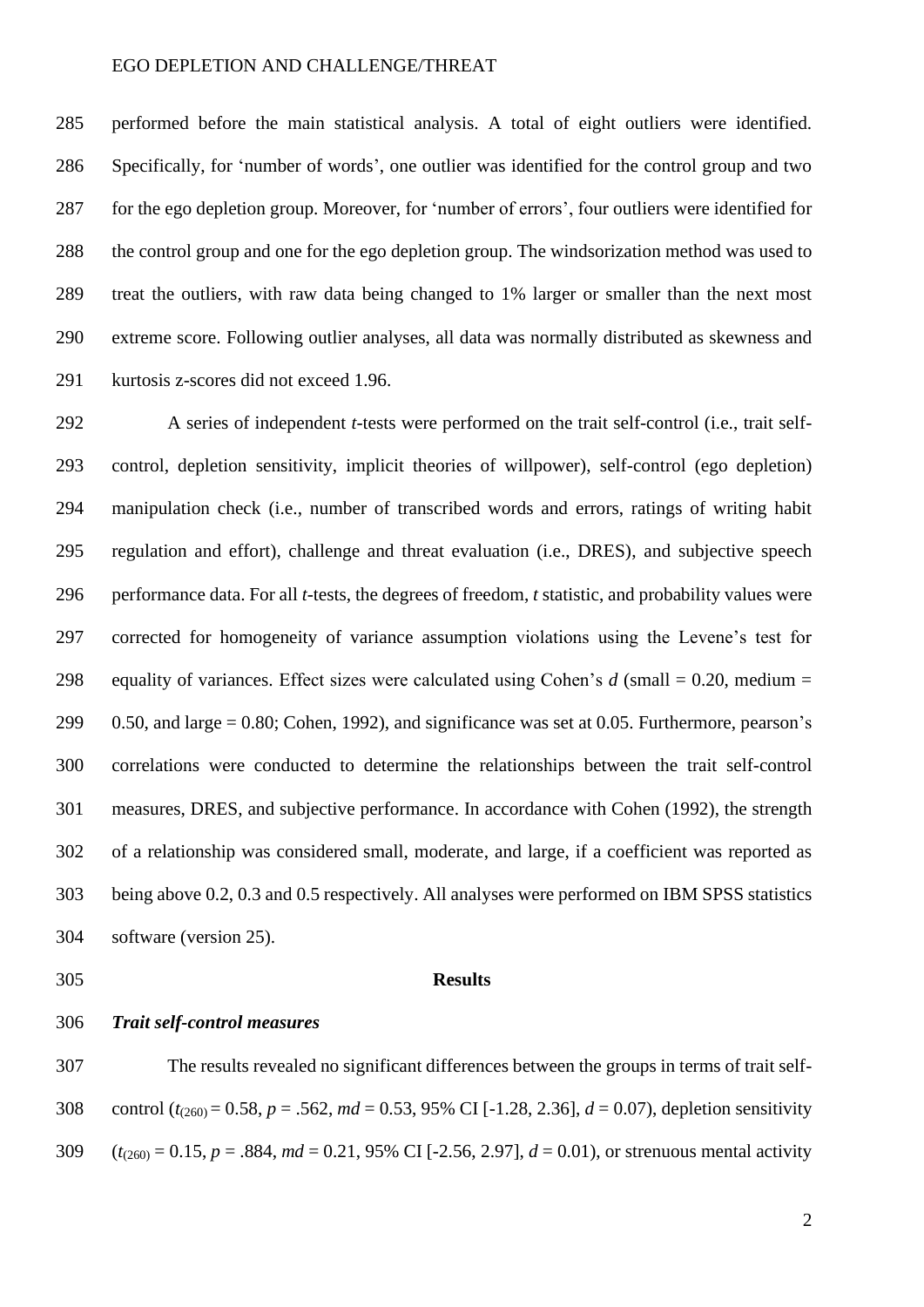performed before the main statistical analysis. A total of eight outliers were identified. Specifically, for 'number of words', one outlier was identified for the control group and two for the ego depletion group. Moreover, for 'number of errors', four outliers were identified for the control group and one for the ego depletion group. The windsorization method was used to treat the outliers, with raw data being changed to 1% larger or smaller than the next most extreme score. Following outlier analyses, all data was normally distributed as skewness and kurtosis z-scores did not exceed 1.96.

A series of independent *t*-tests were performed on the trait self-control (i.e., trait self-control, depletion sensitivity, implicit theories of willpower), self-control (ego depletion) manipulation check (i.e., number of transcribed words and errors, ratings of writing habit regulation and effort), challenge and threat evaluation (i.e., DRES), and subjective speech performance data. For all *t*-tests, the degrees of freedom, *t* statistic, and probability values were corrected for homogeneity of variance assumption violations using the Levene's test for equality of variances. Effect sizes were calculated using Cohen's *d* (small = 0.20, medium = 0.50, and large = 0.80; Cohen, 1992), and significance was set at 0.05. Furthermore, pearson's correlations were conducted to determine the relationships between the trait self-control measures, DRES, and subjective performance. In accordance with Cohen (1992), the strength of a relationship was considered small, moderate, and large, if a coefficient was reported as being above 0.2, 0.3 and 0.5 respectively. All analyses were performed on IBM SPSS statistics software (version 25).

## Results

### *Trait self-control measures*

The results revealed no significant differences between the groups in terms of trait self-control ($t_{(260)} = 0.58$, $p = .562$, $md = 0.53$, 95% CI [-1.28, 2.36], $d = 0.07$), depletion sensitivity ($t_{(260)} = 0.15$, $p = .884$, $md = 0.21$, 95% CI [-2.56, 2.97], $d = 0.01$), or strenuous mental activity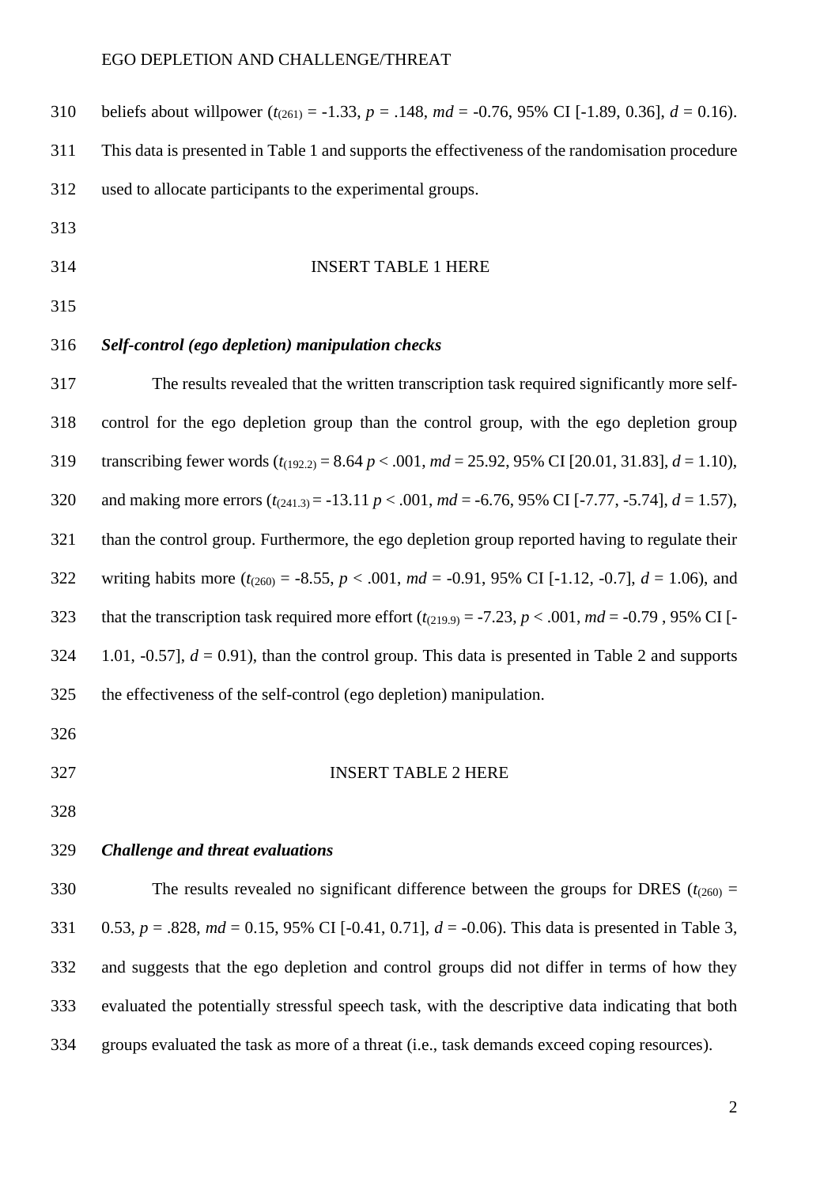beliefs about willpower ($t_{(261)}$ = -1.33, $p$ = .148, $md$ = -0.76, 95% CI [-1.89, 0.36], $d$ = 0.16). This data is presented in Table 1 and supports the effectiveness of the randomisation procedure used to allocate participants to the experimental groups.

INSERT TABLE 1 HERE

***Self-control (ego depletion) manipulation checks***

The results revealed that the written transcription task required significantly more self-control for the ego depletion group than the control group, with the ego depletion group transcribing fewer words ($t_{(192.2)}$ = 8.64 $p$ < .001, $md$ = 25.92, 95% CI [20.01, 31.83], $d$ = 1.10), and making more errors ($t_{(241.3)}$ = -13.11 $p$ < .001, $md$ = -6.76, 95% CI [-7.77, -5.74], $d$ = 1.57), than the control group. Furthermore, the ego depletion group reported having to regulate their writing habits more ($t_{(260)}$ = -8.55, $p$ < .001, $md$ = -0.91, 95% CI [-1.12, -0.7], $d$ = 1.06), and that the transcription task required more effort ($t_{(219.9)}$ = -7.23, $p$ < .001, $md$ = -0.79 , 95% CI [-1.01, -0.57], $d$ = 0.91), than the control group. This data is presented in Table 2 and supports the effectiveness of the self-control (ego depletion) manipulation.

INSERT TABLE 2 HERE

***Challenge and threat evaluations***

The results revealed no significant difference between the groups for DRES ($t_{(260)}$ = 0.53, $p$ = .828, $md$ = 0.15, 95% CI [-0.41, 0.71], $d$ = -0.06). This data is presented in Table 3, and suggests that the ego depletion and control groups did not differ in terms of how they evaluated the potentially stressful speech task, with the descriptive data indicating that both groups evaluated the task as more of a threat (i.e., task demands exceed coping resources).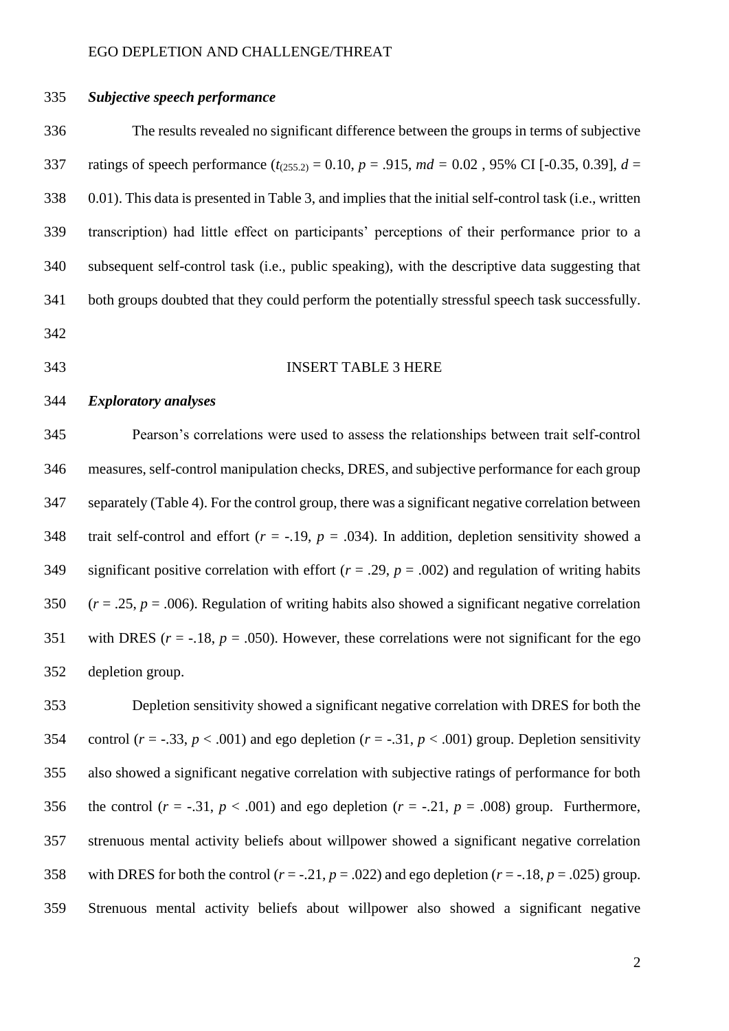### ***Subjective speech performance***

The results revealed no significant difference between the groups in terms of subjective ratings of speech performance ($t_{(255.2)} = 0.10$, $p = .915$, $md = 0.02$ , 95% CI [-0.35, 0.39], $d = 0.01$). This data is presented in Table 3, and implies that the initial self-control task (i.e., written transcription) had little effect on participants' perceptions of their performance prior to a subsequent self-control task (i.e., public speaking), with the descriptive data suggesting that both groups doubted that they could perform the potentially stressful speech task successfully.

INSERT TABLE 3 HERE

### ***Exploratory analyses***

Pearson's correlations were used to assess the relationships between trait self-control measures, self-control manipulation checks, DRES, and subjective performance for each group separately (Table 4). For the control group, there was a significant negative correlation between trait self-control and effort ($r = -.19$, $p = .034$). In addition, depletion sensitivity showed a significant positive correlation with effort ($r = .29$, $p = .002$) and regulation of writing habits ($r = .25$, $p = .006$). Regulation of writing habits also showed a significant negative correlation with DRES ($r = -.18$, $p = .050$). However, these correlations were not significant for the ego depletion group.

Depletion sensitivity showed a significant negative correlation with DRES for both the control ($r = -.33$, $p < .001$) and ego depletion ($r = -.31$, $p < .001$) group. Depletion sensitivity also showed a significant negative correlation with subjective ratings of performance for both the control ($r = -.31$, $p < .001$) and ego depletion ($r = -.21$, $p = .008$) group. Furthermore, strenuous mental activity beliefs about willpower showed a significant negative correlation with DRES for both the control ($r = -.21$, $p = .022$) and ego depletion ($r = -.18$, $p = .025$) group. Strenuous mental activity beliefs about willpower also showed a significant negative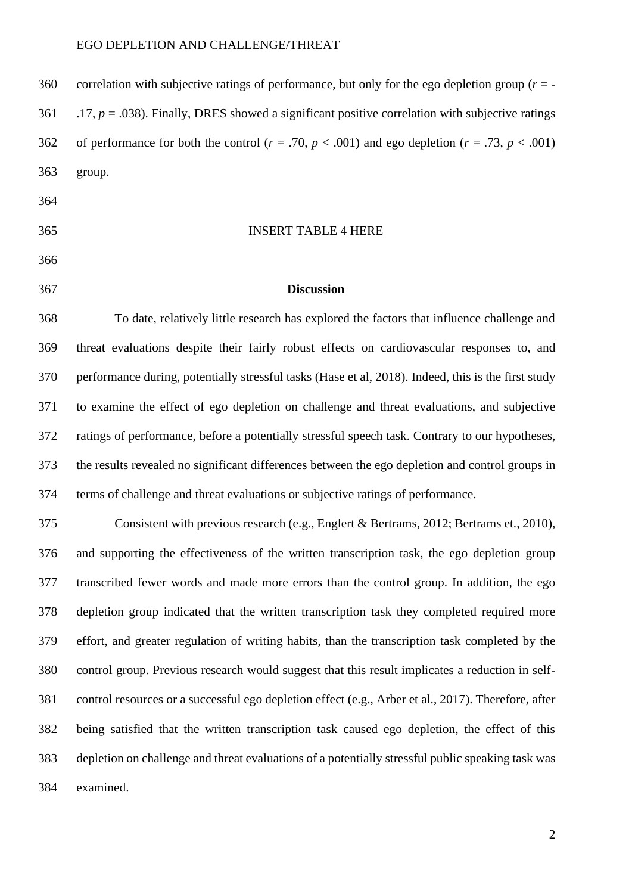correlation with subjective ratings of performance, but only for the ego depletion group ($r$ = -.17, $p$ = .038). Finally, DRES showed a significant positive correlation with subjective ratings of performance for both the control ($r$ = .70, $p$ < .001) and ego depletion ($r$ = .73, $p$ < .001) group.

INSERT TABLE 4 HERE

## Discussion

To date, relatively little research has explored the factors that influence challenge and threat evaluations despite their fairly robust effects on cardiovascular responses to, and performance during, potentially stressful tasks (Hase et al, 2018). Indeed, this is the first study to examine the effect of ego depletion on challenge and threat evaluations, and subjective ratings of performance, before a potentially stressful speech task. Contrary to our hypotheses, the results revealed no significant differences between the ego depletion and control groups in terms of challenge and threat evaluations or subjective ratings of performance.

Consistent with previous research (e.g., Englert & Bertrams, 2012; Bertrams et., 2010), and supporting the effectiveness of the written transcription task, the ego depletion group transcribed fewer words and made more errors than the control group. In addition, the ego depletion group indicated that the written transcription task they completed required more effort, and greater regulation of writing habits, than the transcription task completed by the control group. Previous research would suggest that this result implicates a reduction in self-control resources or a successful ego depletion effect (e.g., Arber et al., 2017). Therefore, after being satisfied that the written transcription task caused ego depletion, the effect of this depletion on challenge and threat evaluations of a potentially stressful public speaking task was examined.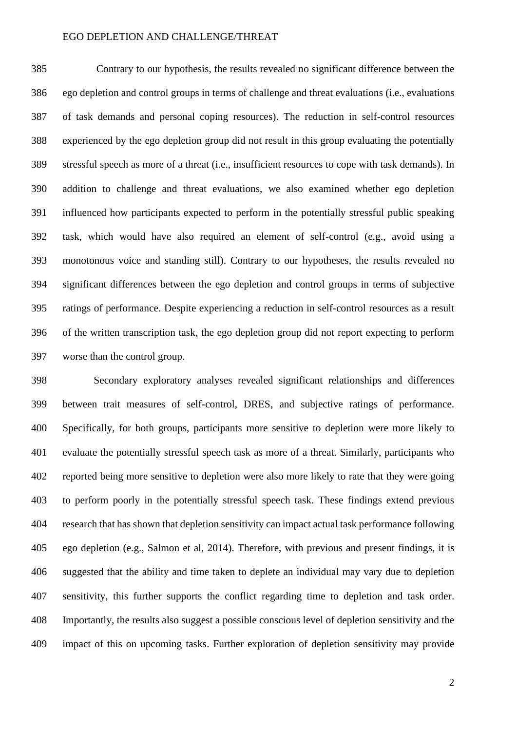Contrary to our hypothesis, the results revealed no significant difference between the ego depletion and control groups in terms of challenge and threat evaluations (i.e., evaluations of task demands and personal coping resources). The reduction in self-control resources experienced by the ego depletion group did not result in this group evaluating the potentially stressful speech as more of a threat (i.e., insufficient resources to cope with task demands). In addition to challenge and threat evaluations, we also examined whether ego depletion influenced how participants expected to perform in the potentially stressful public speaking task, which would have also required an element of self-control (e.g., avoid using a monotonous voice and standing still). Contrary to our hypotheses, the results revealed no significant differences between the ego depletion and control groups in terms of subjective ratings of performance. Despite experiencing a reduction in self-control resources as a result of the written transcription task, the ego depletion group did not report expecting to perform worse than the control group.

Secondary exploratory analyses revealed significant relationships and differences between trait measures of self-control, DRES, and subjective ratings of performance. Specifically, for both groups, participants more sensitive to depletion were more likely to evaluate the potentially stressful speech task as more of a threat. Similarly, participants who reported being more sensitive to depletion were also more likely to rate that they were going to perform poorly in the potentially stressful speech task. These findings extend previous research that has shown that depletion sensitivity can impact actual task performance following ego depletion (e.g., Salmon et al, 2014). Therefore, with previous and present findings, it is suggested that the ability and time taken to deplete an individual may vary due to depletion sensitivity, this further supports the conflict regarding time to depletion and task order. Importantly, the results also suggest a possible conscious level of depletion sensitivity and the impact of this on upcoming tasks. Further exploration of depletion sensitivity may provide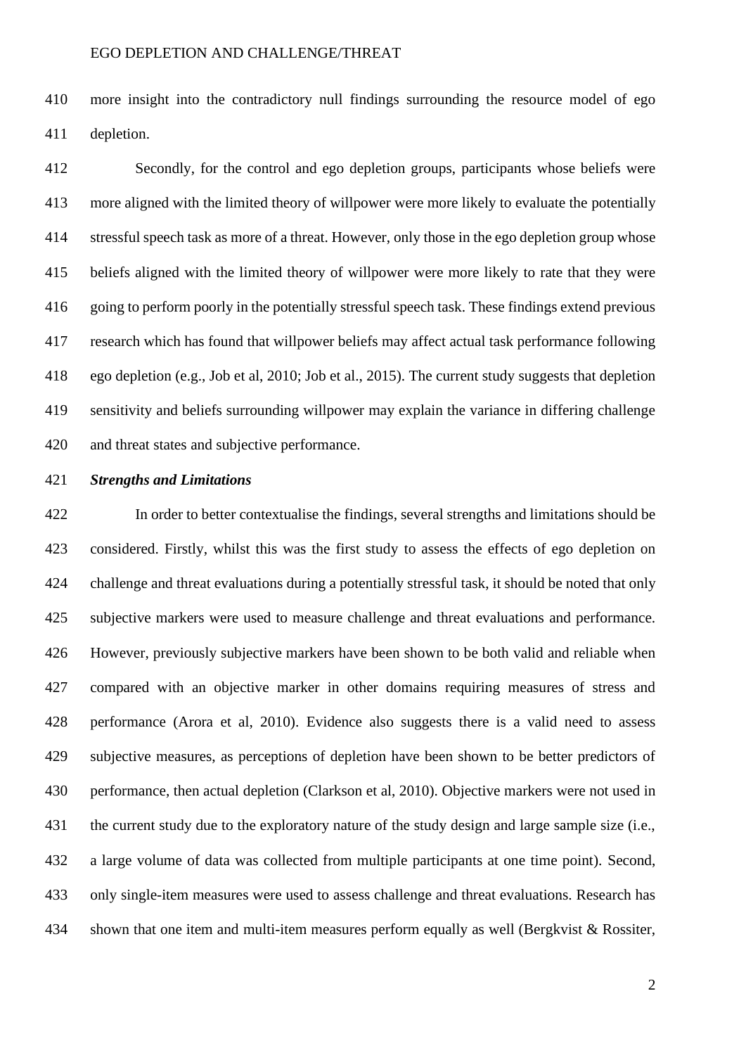more insight into the contradictory null findings surrounding the resource model of ego depletion.

Secondly, for the control and ego depletion groups, participants whose beliefs were more aligned with the limited theory of willpower were more likely to evaluate the potentially stressful speech task as more of a threat. However, only those in the ego depletion group whose beliefs aligned with the limited theory of willpower were more likely to rate that they were going to perform poorly in the potentially stressful speech task. These findings extend previous research which has found that willpower beliefs may affect actual task performance following ego depletion (e.g., Job et al, 2010; Job et al., 2015). The current study suggests that depletion sensitivity and beliefs surrounding willpower may explain the variance in differing challenge and threat states and subjective performance.

***Strengths and Limitations***

In order to better contextualise the findings, several strengths and limitations should be considered. Firstly, whilst this was the first study to assess the effects of ego depletion on challenge and threat evaluations during a potentially stressful task, it should be noted that only subjective markers were used to measure challenge and threat evaluations and performance. However, previously subjective markers have been shown to be both valid and reliable when compared with an objective marker in other domains requiring measures of stress and performance (Arora et al, 2010). Evidence also suggests there is a valid need to assess subjective measures, as perceptions of depletion have been shown to be better predictors of performance, then actual depletion (Clarkson et al, 2010). Objective markers were not used in the current study due to the exploratory nature of the study design and large sample size (i.e., a large volume of data was collected from multiple participants at one time point). Second, only single-item measures were used to assess challenge and threat evaluations. Research has shown that one item and multi-item measures perform equally as well (Bergkvist & Rossiter,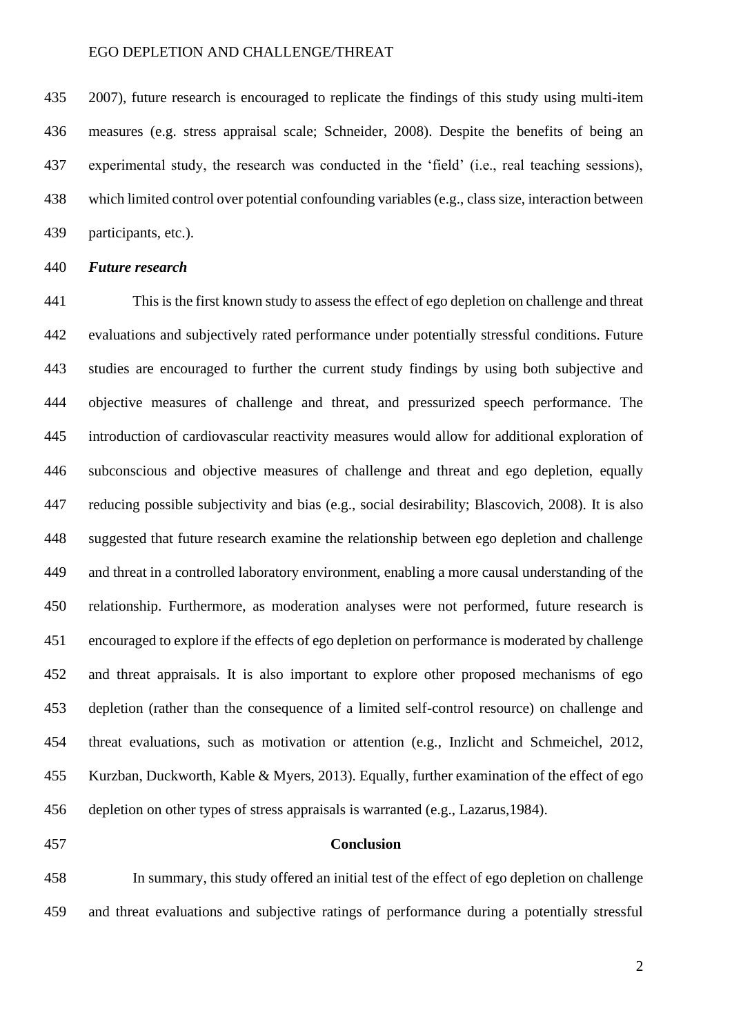2007), future research is encouraged to replicate the findings of this study using multi-item measures (e.g. stress appraisal scale; Schneider, 2008). Despite the benefits of being an experimental study, the research was conducted in the 'field' (i.e., real teaching sessions), which limited control over potential confounding variables (e.g., class size, interaction between participants, etc.).

***Future research***

This is the first known study to assess the effect of ego depletion on challenge and threat evaluations and subjectively rated performance under potentially stressful conditions. Future studies are encouraged to further the current study findings by using both subjective and objective measures of challenge and threat, and pressurized speech performance. The introduction of cardiovascular reactivity measures would allow for additional exploration of subconscious and objective measures of challenge and threat and ego depletion, equally reducing possible subjectivity and bias (e.g., social desirability; Blascovich, 2008). It is also suggested that future research examine the relationship between ego depletion and challenge and threat in a controlled laboratory environment, enabling a more causal understanding of the relationship. Furthermore, as moderation analyses were not performed, future research is encouraged to explore if the effects of ego depletion on performance is moderated by challenge and threat appraisals. It is also important to explore other proposed mechanisms of ego depletion (rather than the consequence of a limited self-control resource) on challenge and threat evaluations, such as motivation or attention (e.g., Inzlicht and Schmeichel, 2012, Kurzban, Duckworth, Kable & Myers, 2013). Equally, further examination of the effect of ego depletion on other types of stress appraisals is warranted (e.g., Lazarus,1984).

## Conclusion

In summary, this study offered an initial test of the effect of ego depletion on challenge and threat evaluations and subjective ratings of performance during a potentially stressful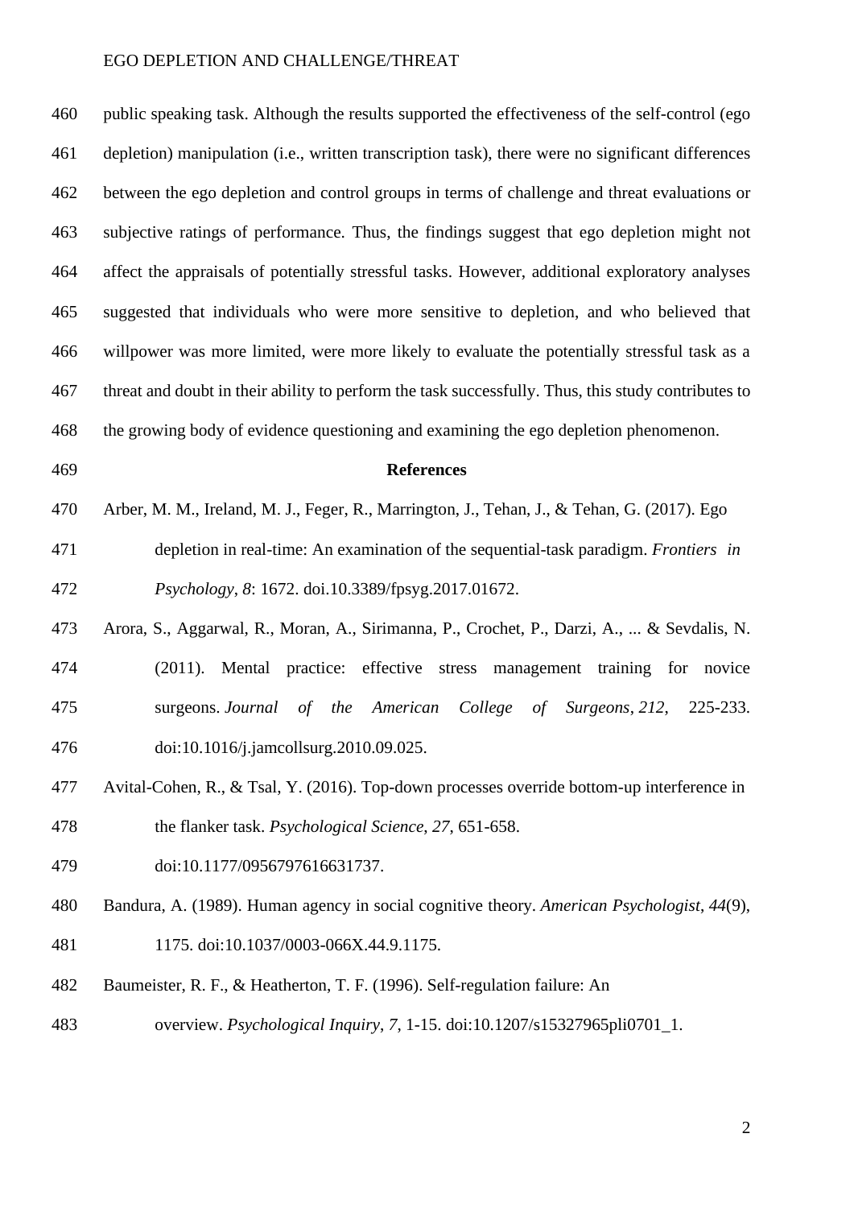public speaking task. Although the results supported the effectiveness of the self-control (ego depletion) manipulation (i.e., written transcription task), there were no significant differences between the ego depletion and control groups in terms of challenge and threat evaluations or subjective ratings of performance. Thus, the findings suggest that ego depletion might not affect the appraisals of potentially stressful tasks. However, additional exploratory analyses suggested that individuals who were more sensitive to depletion, and who believed that willpower was more limited, were more likely to evaluate the potentially stressful task as a threat and doubt in their ability to perform the task successfully. Thus, this study contributes to the growing body of evidence questioning and examining the ego depletion phenomenon.

## References

Arber, M. M., Ireland, M. J., Feger, R., Marrington, J., Tehan, J., & Tehan, G. (2017). Ego depletion in real-time: An examination of the sequential-task paradigm. *Frontiers in Psychology*, *8*: 1672. doi.10.3389/fpsyg.2017.01672.

Arora, S., Aggarwal, R., Moran, A., Sirimanna, P., Crochet, P., Darzi, A., ... & Sevdalis, N. (2011). Mental practice: effective stress management training for novice surgeons. *Journal of the American College of Surgeons*, *212*, 225-233. doi:10.1016/j.jamcollsurg.2010.09.025.

Avital-Cohen, R., & Tsal, Y. (2016). Top-down processes override bottom-up interference in the flanker task. *Psychological Science*, *27*, 651-658. doi:10.1177/0956797616631737.

Bandura, A. (1989). Human agency in social cognitive theory. *American Psychologist*, *44*(9), 1175. doi:10.1037/0003-066X.44.9.1175.

Baumeister, R. F., & Heatherton, T. F. (1996). Self-regulation failure: An overview. *Psychological Inquiry*, *7*, 1-15. doi:10.1207/s15327965pli0701_1.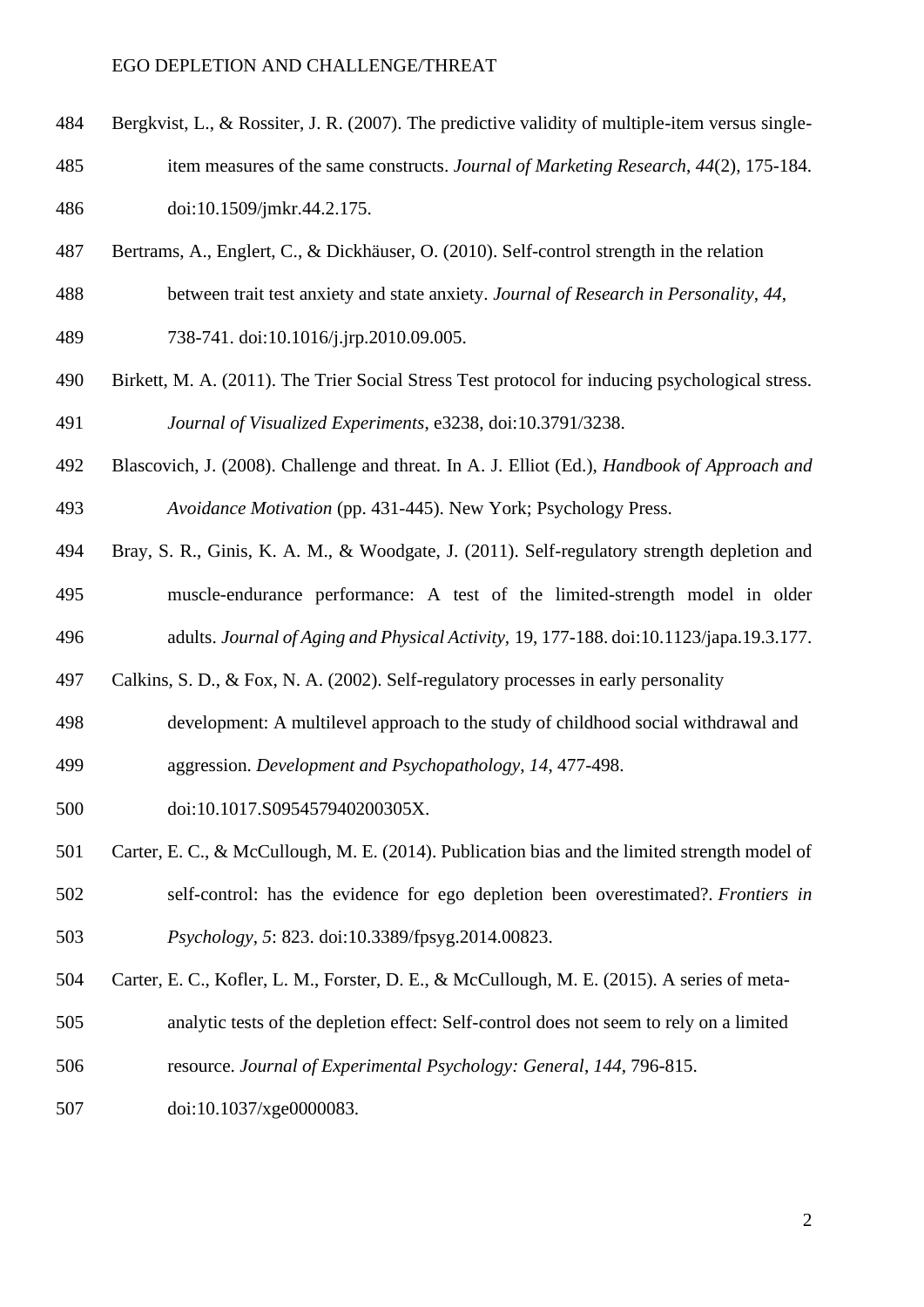Bergkvist, L., & Rossiter, J. R. (2007). The predictive validity of multiple-item versus single-item measures of the same constructs. *Journal of Marketing Research*, *44*(2), 175-184. doi:10.1509/jmkr.44.2.175.

Bertrams, A., Englert, C., & Dickhäuser, O. (2010). Self-control strength in the relation between trait test anxiety and state anxiety. *Journal of Research in Personality*, *44*, 738-741. doi:10.1016/j.jrp.2010.09.005.

Birkett, M. A. (2011). The Trier Social Stress Test protocol for inducing psychological stress. *Journal of Visualized Experiments*, e3238, doi:10.3791/3238.

Blascovich, J. (2008). Challenge and threat. In A. J. Elliot (Ed.), *Handbook of Approach and Avoidance Motivation* (pp. 431-445). New York; Psychology Press.

Bray, S. R., Ginis, K. A. M., & Woodgate, J. (2011). Self-regulatory strength depletion and muscle-endurance performance: A test of the limited-strength model in older adults. *Journal of Aging and Physical Activity*, 19, 177-188. doi:10.1123/japa.19.3.177.

Calkins, S. D., & Fox, N. A. (2002). Self-regulatory processes in early personality development: A multilevel approach to the study of childhood social withdrawal and aggression. *Development and Psychopathology*, *14*, 477-498. doi:10.1017.S095457940200305X.

Carter, E. C., & McCullough, M. E. (2014). Publication bias and the limited strength model of self-control: has the evidence for ego depletion been overestimated?. *Frontiers in Psychology*, *5*: 823. doi:10.3389/fpsyg.2014.00823.

Carter, E. C., Kofler, L. M., Forster, D. E., & McCullough, M. E. (2015). A series of meta-analytic tests of the depletion effect: Self-control does not seem to rely on a limited resource. *Journal of Experimental Psychology: General*, *144*, 796-815. doi:10.1037/xge0000083.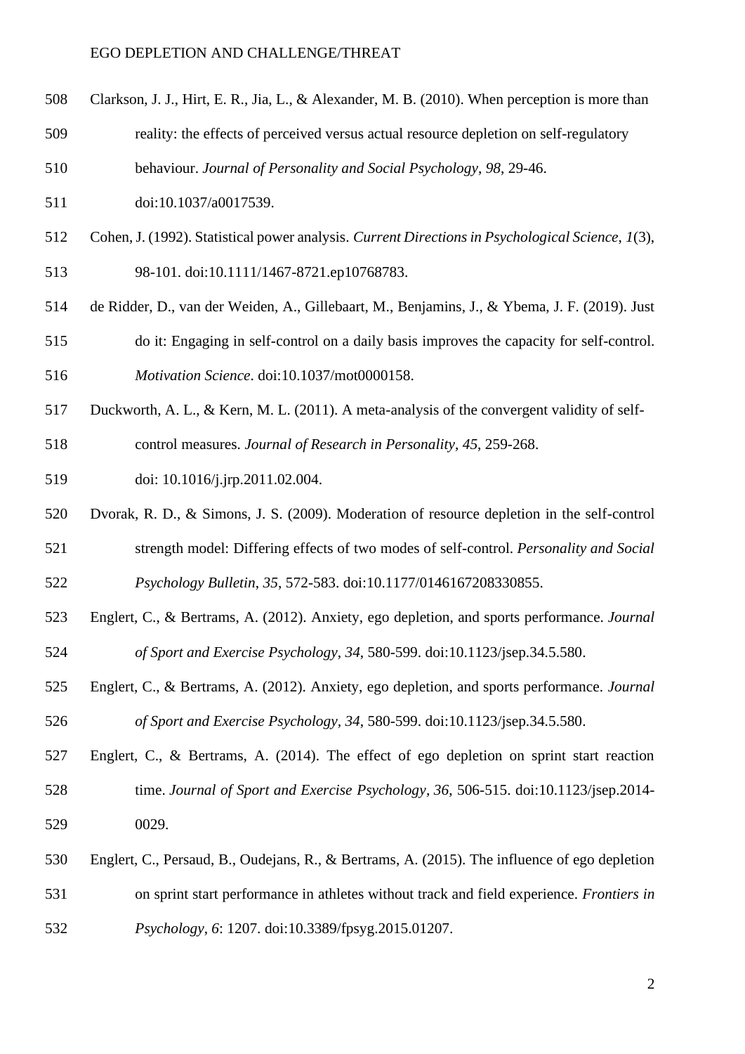Clarkson, J. J., Hirt, E. R., Jia, L., & Alexander, M. B. (2010). When perception is more than reality: the effects of perceived versus actual resource depletion on self-regulatory behaviour. *Journal of Personality and Social Psychology*, *98*, 29-46. doi:10.1037/a0017539.

Cohen, J. (1992). Statistical power analysis. *Current Directions in Psychological Science*, *1*(3), 98-101. doi:10.1111/1467-8721.ep10768783.

de Ridder, D., van der Weiden, A., Gillebaart, M., Benjamins, J., & Ybema, J. F. (2019). Just do it: Engaging in self-control on a daily basis improves the capacity for self-control. *Motivation Science*. doi:10.1037/mot0000158.

Duckworth, A. L., & Kern, M. L. (2011). A meta-analysis of the convergent validity of self-control measures. *Journal of Research in Personality*, *45*, 259-268. doi: 10.1016/j.jrp.2011.02.004.

Dvorak, R. D., & Simons, J. S. (2009). Moderation of resource depletion in the self-control strength model: Differing effects of two modes of self-control. *Personality and Social Psychology Bulletin*, *35*, 572-583. doi:10.1177/0146167208330855.

Englert, C., & Bertrams, A. (2012). Anxiety, ego depletion, and sports performance. *Journal of Sport and Exercise Psychology*, *34*, 580-599. doi:10.1123/jsep.34.5.580.

Englert, C., & Bertrams, A. (2012). Anxiety, ego depletion, and sports performance. *Journal of Sport and Exercise Psychology*, *34*, 580-599. doi:10.1123/jsep.34.5.580.

Englert, C., & Bertrams, A. (2014). The effect of ego depletion on sprint start reaction time. *Journal of Sport and Exercise Psychology*, *36*, 506-515. doi:10.1123/jsep.2014-0029.

Englert, C., Persaud, B., Oudejans, R., & Bertrams, A. (2015). The influence of ego depletion on sprint start performance in athletes without track and field experience. *Frontiers in Psychology*, *6*: 1207. doi:10.3389/fpsyg.2015.01207.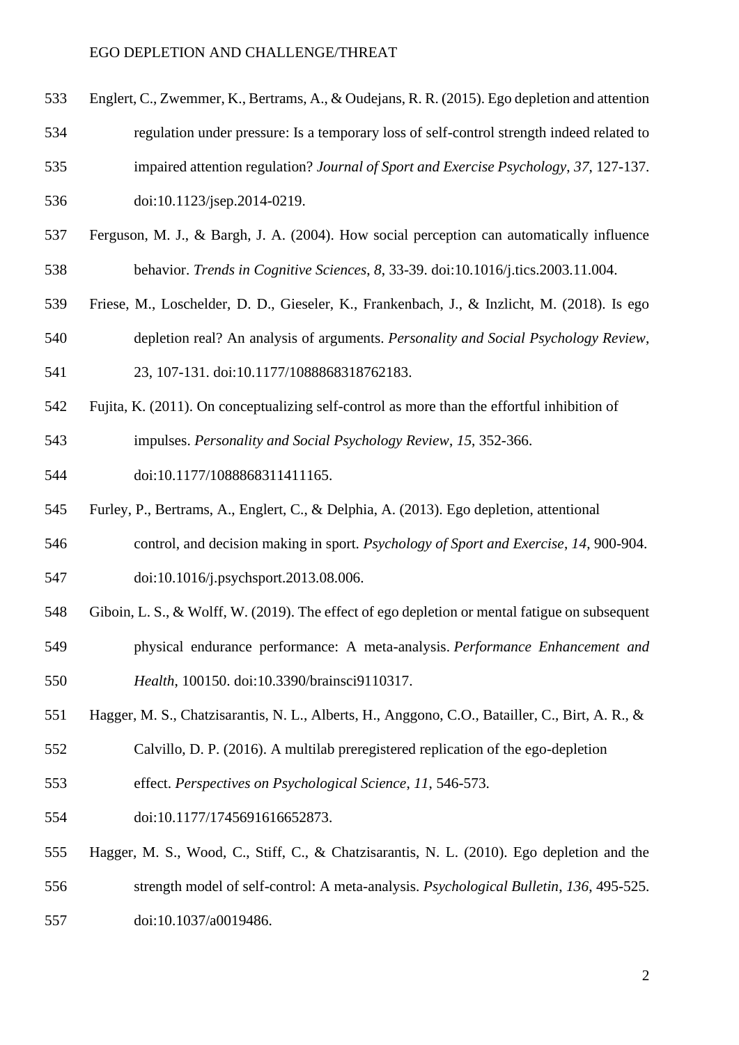Englert, C., Zwemmer, K., Bertrams, A., & Oudejans, R. R. (2015). Ego depletion and attention regulation under pressure: Is a temporary loss of self-control strength indeed related to impaired attention regulation? *Journal of Sport and Exercise Psychology*, *37*, 127-137. doi:10.1123/jsep.2014-0219.

Ferguson, M. J., & Bargh, J. A. (2004). How social perception can automatically influence behavior. *Trends in Cognitive Sciences*, *8*, 33-39. doi:10.1016/j.tics.2003.11.004.

Friese, M., Loschelder, D. D., Gieseler, K., Frankenbach, J., & Inzlicht, M. (2018). Is ego depletion real? An analysis of arguments. *Personality and Social Psychology Review*, 23, 107-131. doi:10.1177/1088868318762183.

Fujita, K. (2011). On conceptualizing self-control as more than the effortful inhibition of impulses. *Personality and Social Psychology Review*, *15*, 352-366. doi:10.1177/1088868311411165.

Furley, P., Bertrams, A., Englert, C., & Delphia, A. (2013). Ego depletion, attentional control, and decision making in sport. *Psychology of Sport and Exercise*, *14*, 900-904. doi:10.1016/j.psychsport.2013.08.006.

Giboin, L. S., & Wolff, W. (2019). The effect of ego depletion or mental fatigue on subsequent physical endurance performance: A meta-analysis. *Performance Enhancement and Health*, 100150. doi:10.3390/brainsci9110317.

Hagger, M. S., Chatzisarantis, N. L., Alberts, H., Anggono, C.O., Batailler, C., Birt, A. R., & Calvillo, D. P. (2016). A multilab preregistered replication of the ego-depletion effect. *Perspectives on Psychological Science*, *11*, 546-573. doi:10.1177/1745691616652873.

Hagger, M. S., Wood, C., Stiff, C., & Chatzisarantis, N. L. (2010). Ego depletion and the strength model of self-control: A meta-analysis. *Psychological Bulletin*, *136*, 495-525. doi:10.1037/a0019486.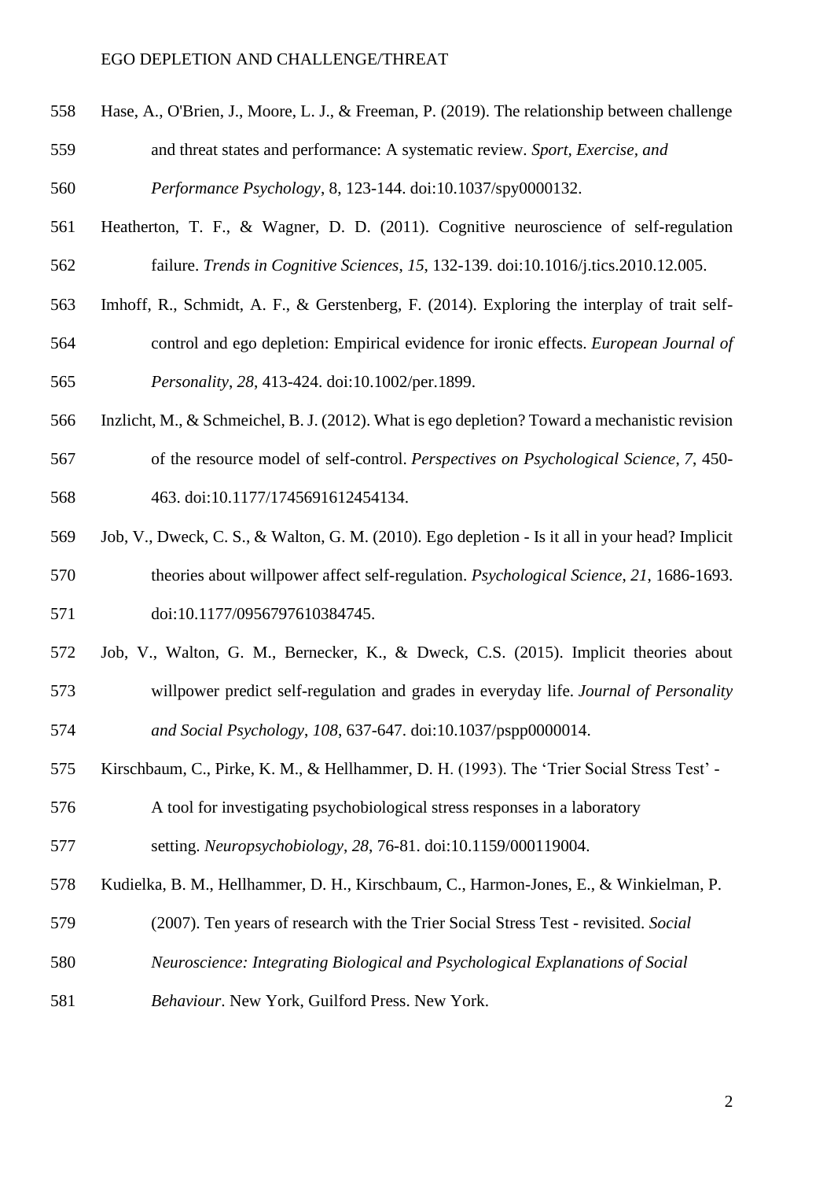Hase, A., O'Brien, J., Moore, L. J., & Freeman, P. (2019). The relationship between challenge and threat states and performance: A systematic review. *Sport, Exercise, and Performance Psychology*, 8, 123-144. doi:10.1037/spy0000132.

Heatherton, T. F., & Wagner, D. D. (2011). Cognitive neuroscience of self-regulation failure. *Trends in Cognitive Sciences*, *15*, 132-139. doi:10.1016/j.tics.2010.12.005.

Imhoff, R., Schmidt, A. F., & Gerstenberg, F. (2014). Exploring the interplay of trait self-control and ego depletion: Empirical evidence for ironic effects. *European Journal of Personality*, *28*, 413-424. doi:10.1002/per.1899.

Inzlicht, M., & Schmeichel, B. J. (2012). What is ego depletion? Toward a mechanistic revision of the resource model of self-control. *Perspectives on Psychological Science*, *7*, 450-463. doi:10.1177/1745691612454134.

Job, V., Dweck, C. S., & Walton, G. M. (2010). Ego depletion - Is it all in your head? Implicit theories about willpower affect self-regulation. *Psychological Science*, *21*, 1686-1693. doi:10.1177/0956797610384745.

Job, V., Walton, G. M., Bernecker, K., & Dweck, C.S. (2015). Implicit theories about willpower predict self-regulation and grades in everyday life. *Journal of Personality and Social Psychology*, *108*, 637-647. doi:10.1037/pspp0000014.

Kirschbaum, C., Pirke, K. M., & Hellhammer, D. H. (1993). The 'Trier Social Stress Test' - A tool for investigating psychobiological stress responses in a laboratory setting. *Neuropsychobiology*, *28*, 76-81. doi:10.1159/000119004.

Kudielka, B. M., Hellhammer, D. H., Kirschbaum, C., Harmon-Jones, E., & Winkielman, P. (2007). Ten years of research with the Trier Social Stress Test - revisited. *Social Neuroscience: Integrating Biological and Psychological Explanations of Social Behaviour*. New York, Guilford Press. New York.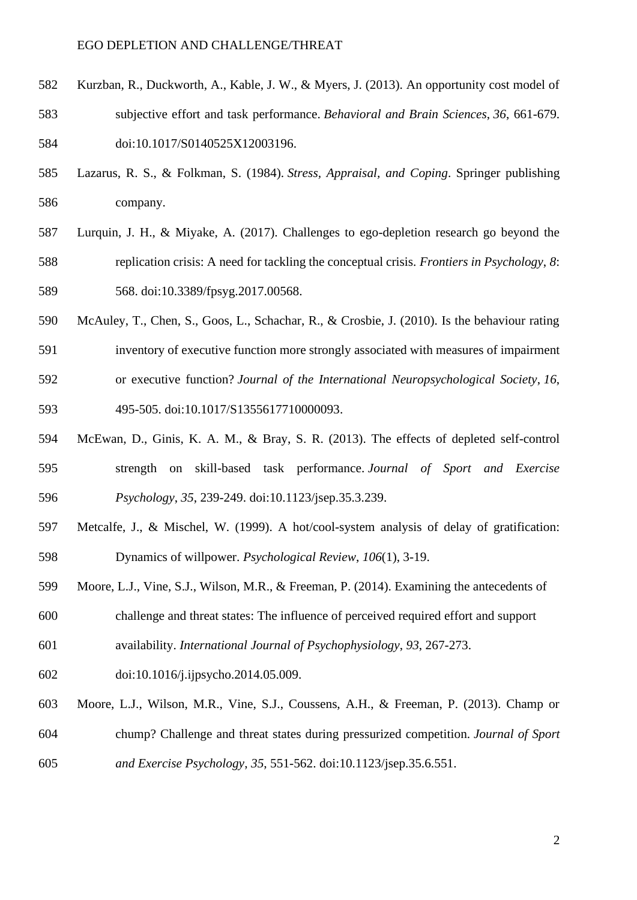Kurzban, R., Duckworth, A., Kable, J. W., & Myers, J. (2013). An opportunity cost model of subjective effort and task performance. *Behavioral and Brain Sciences*, *36*, 661-679. doi:10.1017/S0140525X12003196.

Lazarus, R. S., & Folkman, S. (1984). *Stress, Appraisal, and Coping*. Springer publishing company.

Lurquin, J. H., & Miyake, A. (2017). Challenges to ego-depletion research go beyond the replication crisis: A need for tackling the conceptual crisis. *Frontiers in Psychology*, *8*: 568. doi:10.3389/fpsyg.2017.00568.

McAuley, T., Chen, S., Goos, L., Schachar, R., & Crosbie, J. (2010). Is the behaviour rating inventory of executive function more strongly associated with measures of impairment or executive function? *Journal of the International Neuropsychological Society*, *16*, 495-505. doi:10.1017/S1355617710000093.

McEwan, D., Ginis, K. A. M., & Bray, S. R. (2013). The effects of depleted self-control strength on skill-based task performance. *Journal of Sport and Exercise Psychology*, *35*, 239-249. doi:10.1123/jsep.35.3.239.

Metcalfe, J., & Mischel, W. (1999). A hot/cool-system analysis of delay of gratification: Dynamics of willpower. *Psychological Review*, *106*(1), 3-19.

Moore, L.J., Vine, S.J., Wilson, M.R., & Freeman, P. (2014). Examining the antecedents of challenge and threat states: The influence of perceived required effort and support availability. *International Journal of Psychophysiology*, *93*, 267-273. doi:10.1016/j.ijpsycho.2014.05.009.

Moore, L.J., Wilson, M.R., Vine, S.J., Coussens, A.H., & Freeman, P. (2013). Champ or chump? Challenge and threat states during pressurized competition. *Journal of Sport and Exercise Psychology*, *35*, 551-562. doi:10.1123/jsep.35.6.551.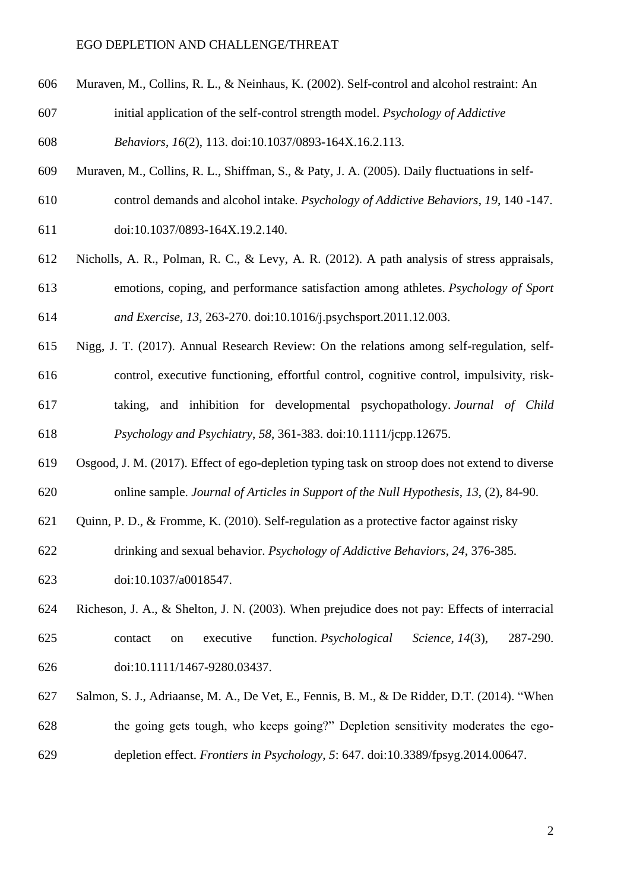Muraven, M., Collins, R. L., & Neinhaus, K. (2002). Self-control and alcohol restraint: An initial application of the self-control strength model. *Psychology of Addictive Behaviors*, *16*(2), 113. doi:10.1037/0893-164X.16.2.113.

Muraven, M., Collins, R. L., Shiffman, S., & Paty, J. A. (2005). Daily fluctuations in self-control demands and alcohol intake. *Psychology of Addictive Behaviors*, *19*, 140 -147. doi:10.1037/0893-164X.19.2.140.

Nicholls, A. R., Polman, R. C., & Levy, A. R. (2012). A path analysis of stress appraisals, emotions, coping, and performance satisfaction among athletes. *Psychology of Sport and Exercise*, *13*, 263-270. doi:10.1016/j.psychsport.2011.12.003.

Nigg, J. T. (2017). Annual Research Review: On the relations among self-regulation, self-control, executive functioning, effortful control, cognitive control, impulsivity, risk-taking, and inhibition for developmental psychopathology. *Journal of Child Psychology and Psychiatry*, *58*, 361-383. doi:10.1111/jcpp.12675.

Osgood, J. M. (2017). Effect of ego-depletion typing task on stroop does not extend to diverse online sample. *Journal of Articles in Support of the Null Hypothesis*, *13*, (2), 84-90.

Quinn, P. D., & Fromme, K. (2010). Self-regulation as a protective factor against risky drinking and sexual behavior. *Psychology of Addictive Behaviors*, *24*, 376-385. doi:10.1037/a0018547.

Richeson, J. A., & Shelton, J. N. (2003). When prejudice does not pay: Effects of interracial contact on executive function. *Psychological Science*, *14*(3), 287-290. doi:10.1111/1467-9280.03437.

Salmon, S. J., Adriaanse, M. A., De Vet, E., Fennis, B. M., & De Ridder, D.T. (2014). "When the going gets tough, who keeps going?" Depletion sensitivity moderates the ego-depletion effect. *Frontiers in Psychology*, *5*: 647. doi:10.3389/fpsyg.2014.00647.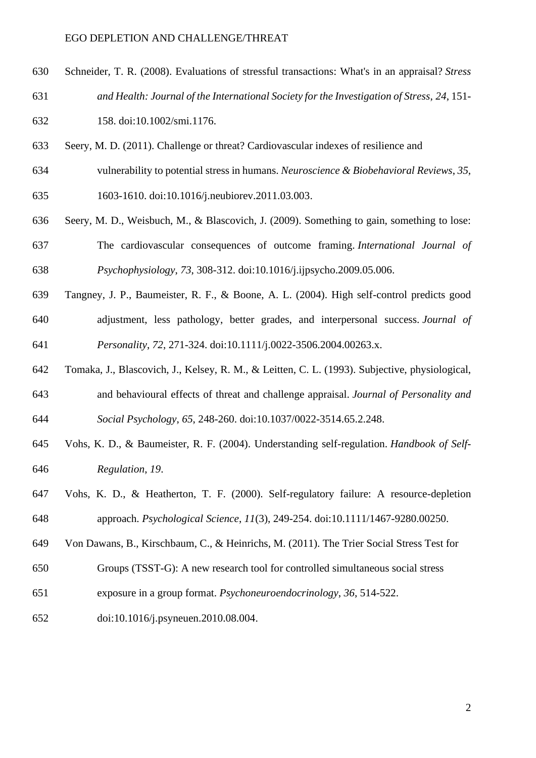Schneider, T. R. (2008). Evaluations of stressful transactions: What's in an appraisal? *Stress and Health: Journal of the International Society for the Investigation of Stress*, *24*, 151-158. doi:10.1002/smi.1176.

Seery, M. D. (2011). Challenge or threat? Cardiovascular indexes of resilience and vulnerability to potential stress in humans. *Neuroscience & Biobehavioral Reviews*, *35*, 1603-1610. doi:10.1016/j.neubiorev.2011.03.003.

Seery, M. D., Weisbuch, M., & Blascovich, J. (2009). Something to gain, something to lose: The cardiovascular consequences of outcome framing. *International Journal of Psychophysiology*, *73*, 308-312. doi:10.1016/j.ijpsycho.2009.05.006.

Tangney, J. P., Baumeister, R. F., & Boone, A. L. (2004). High self-control predicts good adjustment, less pathology, better grades, and interpersonal success. *Journal of Personality*, *72*, 271-324. doi:10.1111/j.0022-3506.2004.00263.x.

Tomaka, J., Blascovich, J., Kelsey, R. M., & Leitten, C. L. (1993). Subjective, physiological, and behavioural effects of threat and challenge appraisal. *Journal of Personality and Social Psychology*, *65*, 248-260. doi:10.1037/0022-3514.65.2.248.

Vohs, K. D., & Baumeister, R. F. (2004). Understanding self-regulation. *Handbook of Self-Regulation*, *19*.

Vohs, K. D., & Heatherton, T. F. (2000). Self-regulatory failure: A resource-depletion approach. *Psychological Science*, *11*(3), 249-254. doi:10.1111/1467-9280.00250.

Von Dawans, B., Kirschbaum, C., & Heinrichs, M. (2011). The Trier Social Stress Test for Groups (TSST-G): A new research tool for controlled simultaneous social stress exposure in a group format. *Psychoneuroendocrinology*, *36*, 514-522. doi:10.1016/j.psyneuen.2010.08.004.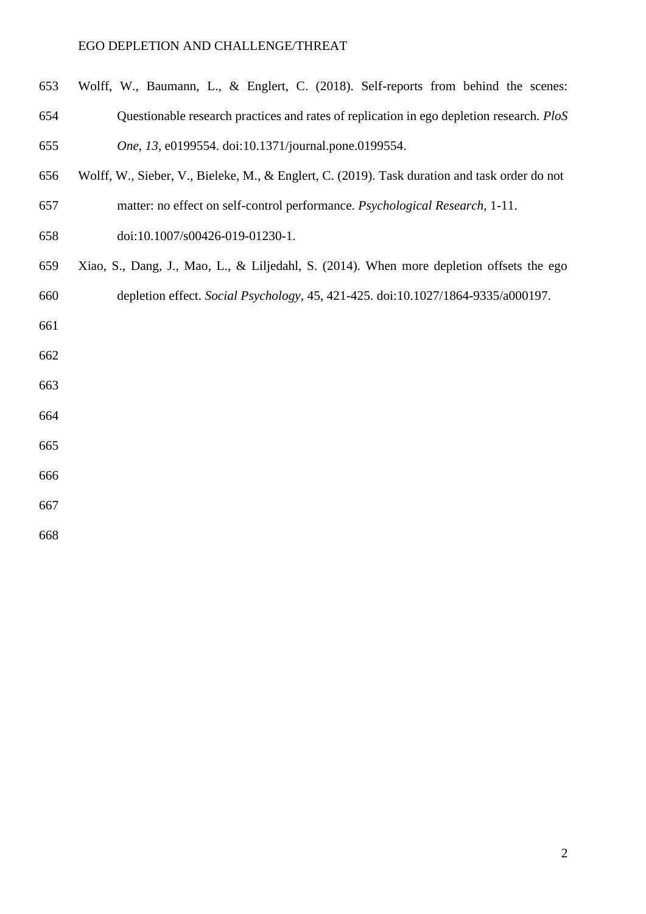Wolff, W., Baumann, L., & Englert, C. (2018). Self-reports from behind the scenes: Questionable research practices and rates of replication in ego depletion research. *PloS One*, *13*, e0199554. doi:10.1371/journal.pone.0199554.

Wolff, W., Sieber, V., Bieleke, M., & Englert, C. (2019). Task duration and task order do not matter: no effect on self-control performance. *Psychological Research*, 1-11. doi:10.1007/s00426-019-01230-1.

Xiao, S., Dang, J., Mao, L., & Liljedahl, S. (2014). When more depletion offsets the ego depletion effect. *Social Psychology*, 45, 421-425. doi:10.1027/1864-9335/a000197.